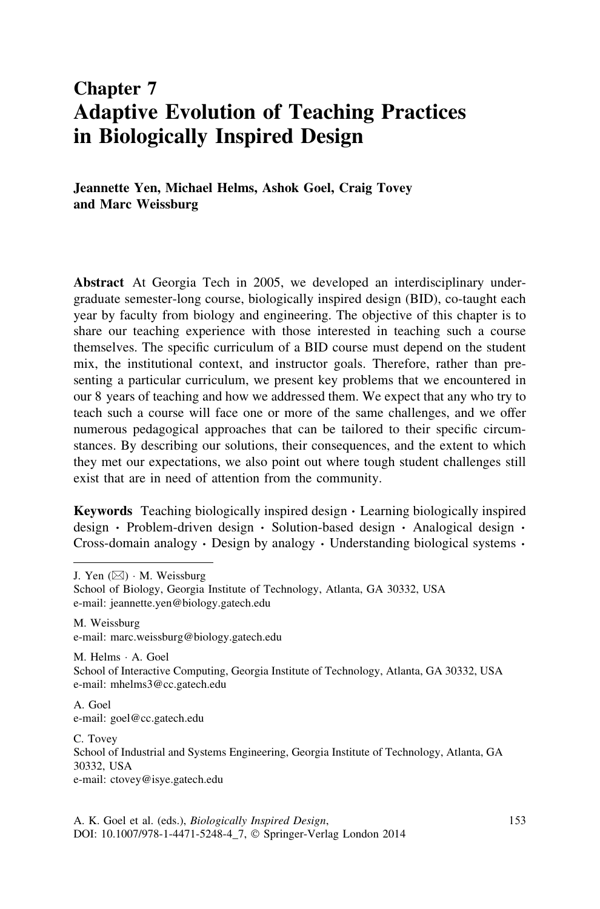# Chapter 7
# Adaptive Evolution of Teaching Practices in Biologically Inspired Design

**Jeannette Yen, Michael Helms, Ashok Goel, Craig Tovey and Marc Weissburg**

**Abstract** At Georgia Tech in 2005, we developed an interdisciplinary undergraduate semester-long course, biologically inspired design (BID), co-taught each year by faculty from biology and engineering. The objective of this chapter is to share our teaching experience with those interested in teaching such a course themselves. The specific curriculum of a BID course must depend on the student mix, the institutional context, and instructor goals. Therefore, rather than presenting a particular curriculum, we present key problems that we encountered in our 8 years of teaching and how we addressed them. We expect that any who try to teach such a course will face one or more of the same challenges, and we offer numerous pedagogical approaches that can be tailored to their specific circumstances. By describing our solutions, their consequences, and the extent to which they met our expectations, we also point out where tough student challenges still exist that are in need of attention from the community.

**Keywords** Teaching biologically inspired design · Learning biologically inspired design · Problem-driven design · Solution-based design · Analogical design · Cross-domain analogy · Design by analogy · Understanding biological systems ·

---

J. Yen (✉) · M. Weissburg
School of Biology, Georgia Institute of Technology, Atlanta, GA 30332, USA
e-mail: jeannette.yen@biology.gatech.edu

M. Weissburg
e-mail: marc.weissburg@biology.gatech.edu

M. Helms · A. Goel
School of Interactive Computing, Georgia Institute of Technology, Atlanta, GA 30332, USA
e-mail: mhelms3@cc.gatech.edu

A. Goel
e-mail: goel@cc.gatech.edu

C. Tovey
School of Industrial and Systems Engineering, Georgia Institute of Technology, Atlanta, GA 30332, USA
e-mail: ctovey@isye.gatech.edu

A. K. Goel et al. (eds.), *Biologically Inspired Design*,
DOI: 10.1007/978-1-4471-5248-4_7, © Springer-Verlag London 2014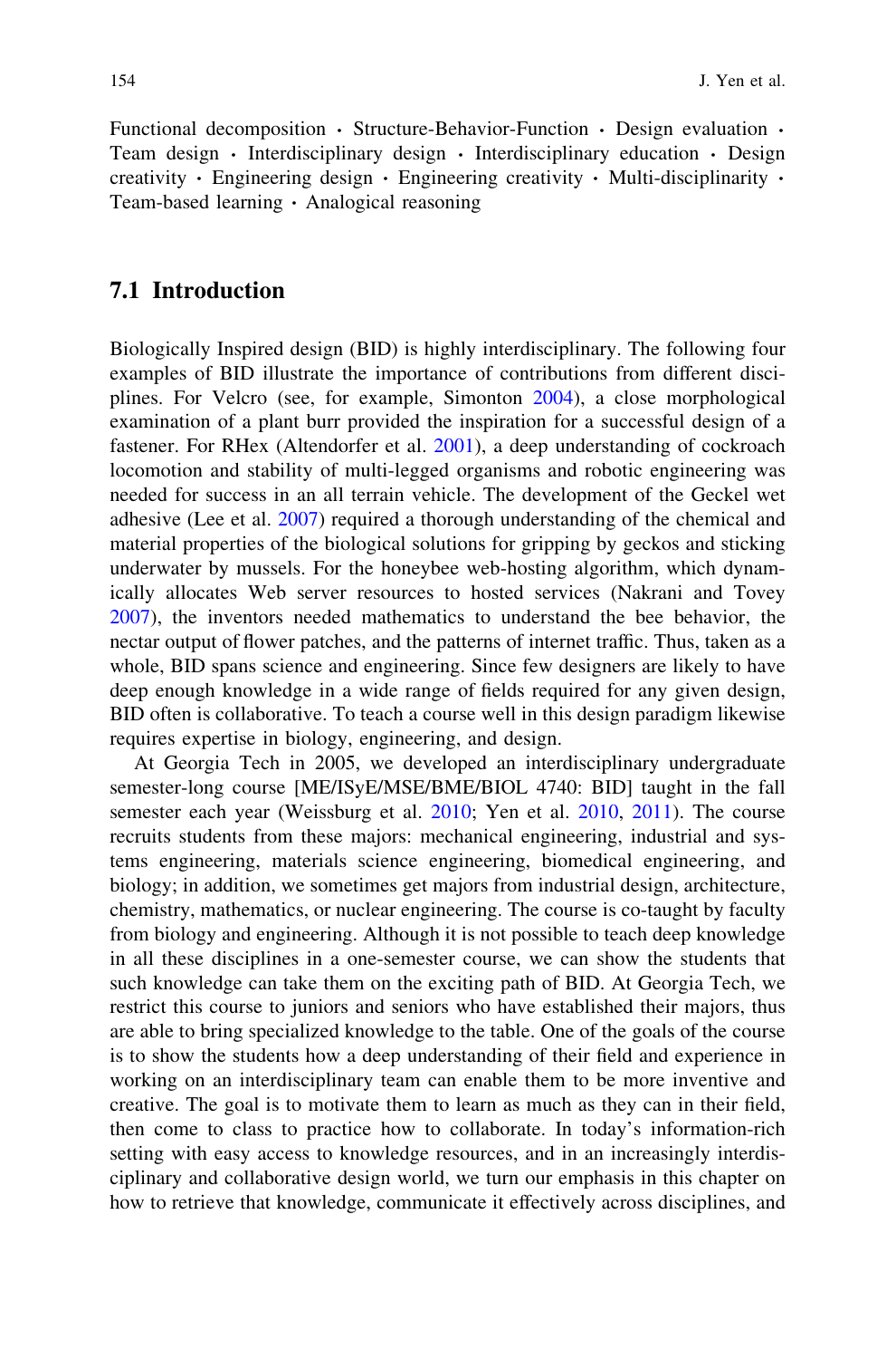Functional decomposition · Structure-Behavior-Function · Design evaluation · Team design · Interdisciplinary design · Interdisciplinary education · Design creativity · Engineering design · Engineering creativity · Multi-disciplinarity · Team-based learning · Analogical reasoning

## 7.1 Introduction

Biologically Inspired design (BID) is highly interdisciplinary. The following four examples of BID illustrate the importance of contributions from different disciplines. For Velcro (see, for example, Simonton 2004), a close morphological examination of a plant burr provided the inspiration for a successful design of a fastener. For RHex (Altendorfer et al. 2001), a deep understanding of cockroach locomotion and stability of multi-legged organisms and robotic engineering was needed for success in an all terrain vehicle. The development of the Geckel wet adhesive (Lee et al. 2007) required a thorough understanding of the chemical and material properties of the biological solutions for gripping by geckos and sticking underwater by mussels. For the honeybee web-hosting algorithm, which dynamically allocates Web server resources to hosted services (Nakrani and Tovey 2007), the inventors needed mathematics to understand the bee behavior, the nectar output of flower patches, and the patterns of internet traffic. Thus, taken as a whole, BID spans science and engineering. Since few designers are likely to have deep enough knowledge in a wide range of fields required for any given design, BID often is collaborative. To teach a course well in this design paradigm likewise requires expertise in biology, engineering, and design.

At Georgia Tech in 2005, we developed an interdisciplinary undergraduate semester-long course [ME/ISyE/MSE/BME/BIOL 4740: BID] taught in the fall semester each year (Weissburg et al. 2010; Yen et al. 2010, 2011). The course recruits students from these majors: mechanical engineering, industrial and systems engineering, materials science engineering, biomedical engineering, and biology; in addition, we sometimes get majors from industrial design, architecture, chemistry, mathematics, or nuclear engineering. The course is co-taught by faculty from biology and engineering. Although it is not possible to teach deep knowledge in all these disciplines in a one-semester course, we can show the students that such knowledge can take them on the exciting path of BID. At Georgia Tech, we restrict this course to juniors and seniors who have established their majors, thus are able to bring specialized knowledge to the table. One of the goals of the course is to show the students how a deep understanding of their field and experience in working on an interdisciplinary team can enable them to be more inventive and creative. The goal is to motivate them to learn as much as they can in their field, then come to class to practice how to collaborate. In today's information-rich setting with easy access to knowledge resources, and in an increasingly interdisciplinary and collaborative design world, we turn our emphasis in this chapter on how to retrieve that knowledge, communicate it effectively across disciplines, and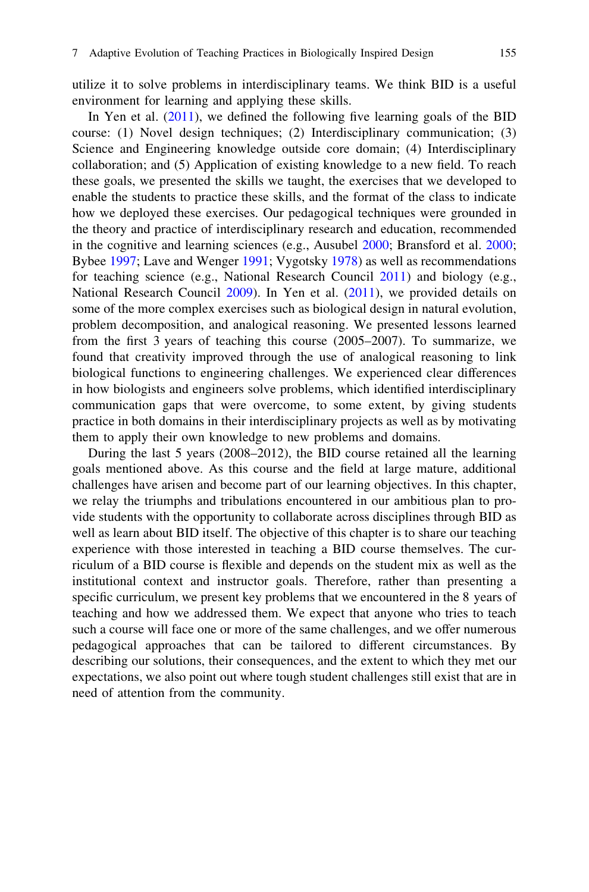utilize it to solve problems in interdisciplinary teams. We think BID is a useful environment for learning and applying these skills.

In Yen et al. (2011), we defined the following five learning goals of the BID course: (1) Novel design techniques; (2) Interdisciplinary communication; (3) Science and Engineering knowledge outside core domain; (4) Interdisciplinary collaboration; and (5) Application of existing knowledge to a new field. To reach these goals, we presented the skills we taught, the exercises that we developed to enable the students to practice these skills, and the format of the class to indicate how we deployed these exercises. Our pedagogical techniques were grounded in the theory and practice of interdisciplinary research and education, recommended in the cognitive and learning sciences (e.g., Ausubel 2000; Bransford et al. 2000; Bybee 1997; Lave and Wenger 1991; Vygotsky 1978) as well as recommendations for teaching science (e.g., National Research Council 2011) and biology (e.g., National Research Council 2009). In Yen et al. (2011), we provided details on some of the more complex exercises such as biological design in natural evolution, problem decomposition, and analogical reasoning. We presented lessons learned from the first 3 years of teaching this course (2005–2007). To summarize, we found that creativity improved through the use of analogical reasoning to link biological functions to engineering challenges. We experienced clear differences in how biologists and engineers solve problems, which identified interdisciplinary communication gaps that were overcome, to some extent, by giving students practice in both domains in their interdisciplinary projects as well as by motivating them to apply their own knowledge to new problems and domains.

During the last 5 years (2008–2012), the BID course retained all the learning goals mentioned above. As this course and the field at large mature, additional challenges have arisen and become part of our learning objectives. In this chapter, we relay the triumphs and tribulations encountered in our ambitious plan to provide students with the opportunity to collaborate across disciplines through BID as well as learn about BID itself. The objective of this chapter is to share our teaching experience with those interested in teaching a BID course themselves. The curriculum of a BID course is flexible and depends on the student mix as well as the institutional context and instructor goals. Therefore, rather than presenting a specific curriculum, we present key problems that we encountered in the 8 years of teaching and how we addressed them. We expect that anyone who tries to teach such a course will face one or more of the same challenges, and we offer numerous pedagogical approaches that can be tailored to different circumstances. By describing our solutions, their consequences, and the extent to which they met our expectations, we also point out where tough student challenges still exist that are in need of attention from the community.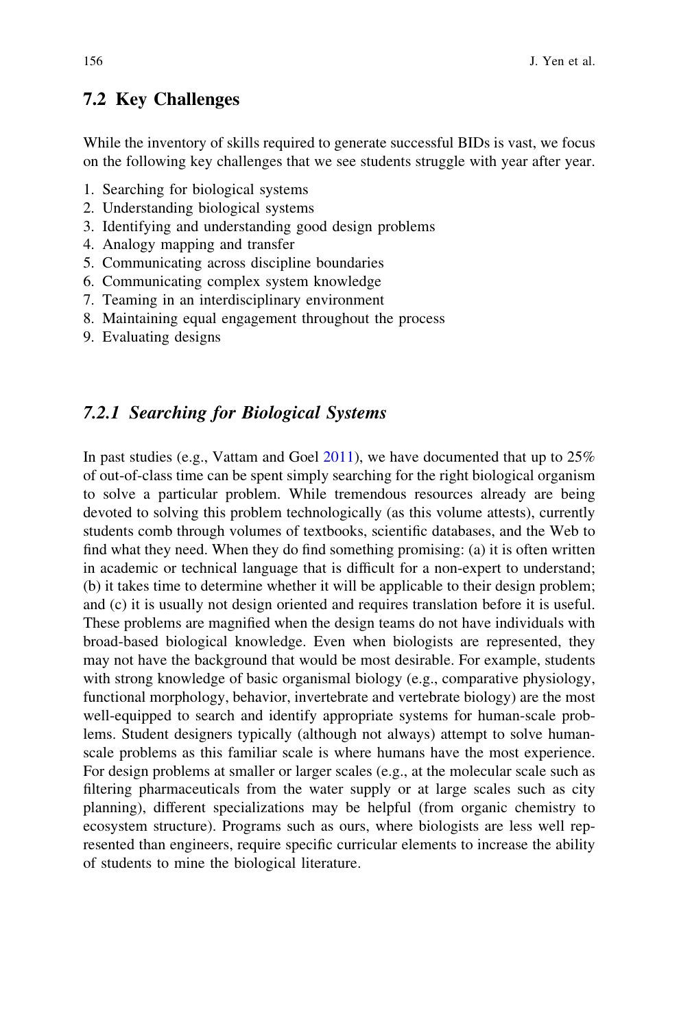## 7.2 Key Challenges

While the inventory of skills required to generate successful BIDs is vast, we focus on the following key challenges that we see students struggle with year after year.

1. Searching for biological systems
2. Understanding biological systems
3. Identifying and understanding good design problems
4. Analogy mapping and transfer
5. Communicating across discipline boundaries
6. Communicating complex system knowledge
7. Teaming in an interdisciplinary environment
8. Maintaining equal engagement throughout the process
9. Evaluating designs

### *7.2.1 Searching for Biological Systems*

In past studies (e.g., Vattam and Goel 2011), we have documented that up to 25% of out-of-class time can be spent simply searching for the right biological organism to solve a particular problem. While tremendous resources already are being devoted to solving this problem technologically (as this volume attests), currently students comb through volumes of textbooks, scientific databases, and the Web to find what they need. When they do find something promising: (a) it is often written in academic or technical language that is difficult for a non-expert to understand; (b) it takes time to determine whether it will be applicable to their design problem; and (c) it is usually not design oriented and requires translation before it is useful. These problems are magnified when the design teams do not have individuals with broad-based biological knowledge. Even when biologists are represented, they may not have the background that would be most desirable. For example, students with strong knowledge of basic organismal biology (e.g., comparative physiology, functional morphology, behavior, invertebrate and vertebrate biology) are the most well-equipped to search and identify appropriate systems for human-scale problems. Student designers typically (although not always) attempt to solve human-scale problems as this familiar scale is where humans have the most experience. For design problems at smaller or larger scales (e.g., at the molecular scale such as filtering pharmaceuticals from the water supply or at large scales such as city planning), different specializations may be helpful (from organic chemistry to ecosystem structure). Programs such as ours, where biologists are less well represented than engineers, require specific curricular elements to increase the ability of students to mine the biological literature.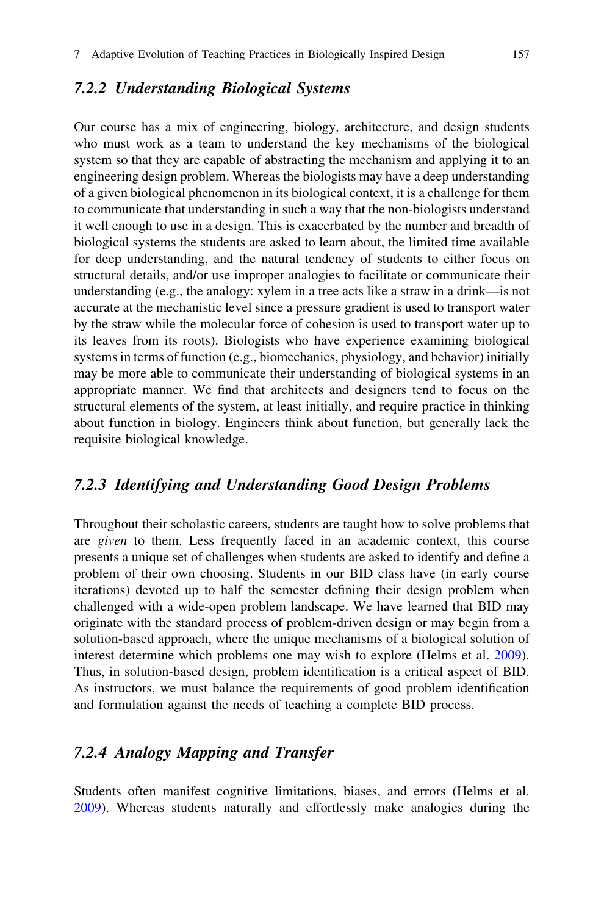### 7.2.2 Understanding Biological Systems

Our course has a mix of engineering, biology, architecture, and design students who must work as a team to understand the key mechanisms of the biological system so that they are capable of abstracting the mechanism and applying it to an engineering design problem. Whereas the biologists may have a deep understanding of a given biological phenomenon in its biological context, it is a challenge for them to communicate that understanding in such a way that the non-biologists understand it well enough to use in a design. This is exacerbated by the number and breadth of biological systems the students are asked to learn about, the limited time available for deep understanding, and the natural tendency of students to either focus on structural details, and/or use improper analogies to facilitate or communicate their understanding (e.g., the analogy: xylem in a tree acts like a straw in a drink—is not accurate at the mechanistic level since a pressure gradient is used to transport water by the straw while the molecular force of cohesion is used to transport water up to its leaves from its roots). Biologists who have experience examining biological systems in terms of function (e.g., biomechanics, physiology, and behavior) initially may be more able to communicate their understanding of biological systems in an appropriate manner. We find that architects and designers tend to focus on the structural elements of the system, at least initially, and require practice in thinking about function in biology. Engineers think about function, but generally lack the requisite biological knowledge.

### 7.2.3 Identifying and Understanding Good Design Problems

Throughout their scholastic careers, students are taught how to solve problems that are *given* to them. Less frequently faced in an academic context, this course presents a unique set of challenges when students are asked to identify and define a problem of their own choosing. Students in our BID class have (in early course iterations) devoted up to half the semester defining their design problem when challenged with a wide-open problem landscape. We have learned that BID may originate with the standard process of problem-driven design or may begin from a solution-based approach, where the unique mechanisms of a biological solution of interest determine which problems one may wish to explore (Helms et al. 2009). Thus, in solution-based design, problem identification is a critical aspect of BID. As instructors, we must balance the requirements of good problem identification and formulation against the needs of teaching a complete BID process.

### 7.2.4 Analogy Mapping and Transfer

Students often manifest cognitive limitations, biases, and errors (Helms et al. 2009). Whereas students naturally and effortlessly make analogies during the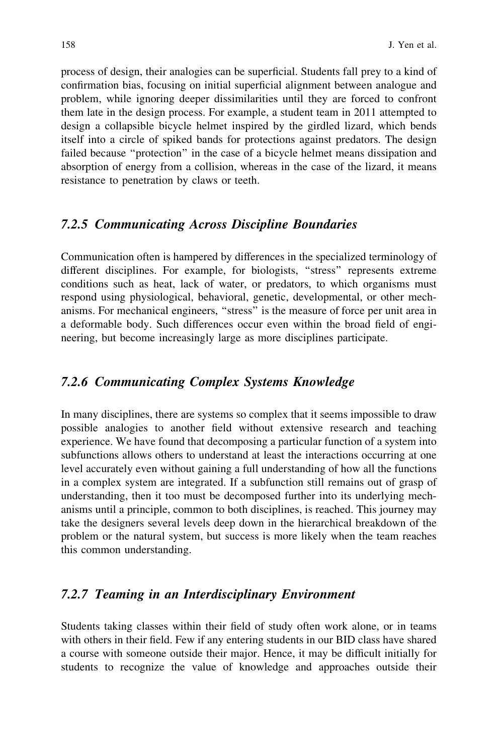process of design, their analogies can be superficial. Students fall prey to a kind of confirmation bias, focusing on initial superficial alignment between analogue and problem, while ignoring deeper dissimilarities until they are forced to confront them late in the design process. For example, a student team in 2011 attempted to design a collapsible bicycle helmet inspired by the girdled lizard, which bends itself into a circle of spiked bands for protections against predators. The design failed because "protection" in the case of a bicycle helmet means dissipation and absorption of energy from a collision, whereas in the case of the lizard, it means resistance to penetration by claws or teeth.

### *7.2.5 Communicating Across Discipline Boundaries*

Communication often is hampered by differences in the specialized terminology of different disciplines. For example, for biologists, "stress" represents extreme conditions such as heat, lack of water, or predators, to which organisms must respond using physiological, behavioral, genetic, developmental, or other mechanisms. For mechanical engineers, "stress" is the measure of force per unit area in a deformable body. Such differences occur even within the broad field of engineering, but become increasingly large as more disciplines participate.

### *7.2.6 Communicating Complex Systems Knowledge*

In many disciplines, there are systems so complex that it seems impossible to draw possible analogies to another field without extensive research and teaching experience. We have found that decomposing a particular function of a system into subfunctions allows others to understand at least the interactions occurring at one level accurately even without gaining a full understanding of how all the functions in a complex system are integrated. If a subfunction still remains out of grasp of understanding, then it too must be decomposed further into its underlying mechanisms until a principle, common to both disciplines, is reached. This journey may take the designers several levels deep down in the hierarchical breakdown of the problem or the natural system, but success is more likely when the team reaches this common understanding.

### *7.2.7 Teaming in an Interdisciplinary Environment*

Students taking classes within their field of study often work alone, or in teams with others in their field. Few if any entering students in our BID class have shared a course with someone outside their major. Hence, it may be difficult initially for students to recognize the value of knowledge and approaches outside their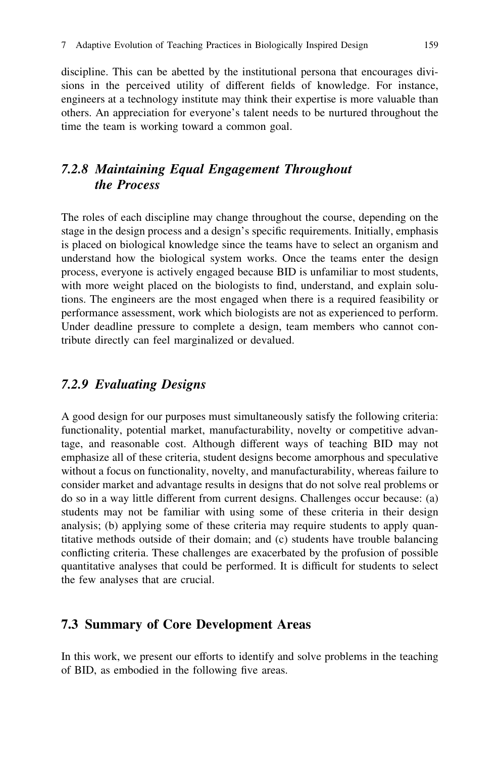discipline. This can be abetted by the institutional persona that encourages divisions in the perceived utility of different fields of knowledge. For instance, engineers at a technology institute may think their expertise is more valuable than others. An appreciation for everyone's talent needs to be nurtured throughout the time the team is working toward a common goal.

### *7.2.8 Maintaining Equal Engagement Throughout the Process*

The roles of each discipline may change throughout the course, depending on the stage in the design process and a design's specific requirements. Initially, emphasis is placed on biological knowledge since the teams have to select an organism and understand how the biological system works. Once the teams enter the design process, everyone is actively engaged because BID is unfamiliar to most students, with more weight placed on the biologists to find, understand, and explain solutions. The engineers are the most engaged when there is a required feasibility or performance assessment, work which biologists are not as experienced to perform. Under deadline pressure to complete a design, team members who cannot contribute directly can feel marginalized or devalued.

### *7.2.9 Evaluating Designs*

A good design for our purposes must simultaneously satisfy the following criteria: functionality, potential market, manufacturability, novelty or competitive advantage, and reasonable cost. Although different ways of teaching BID may not emphasize all of these criteria, student designs become amorphous and speculative without a focus on functionality, novelty, and manufacturability, whereas failure to consider market and advantage results in designs that do not solve real problems or do so in a way little different from current designs. Challenges occur because: (a) students may not be familiar with using some of these criteria in their design analysis; (b) applying some of these criteria may require students to apply quantitative methods outside of their domain; and (c) students have trouble balancing conflicting criteria. These challenges are exacerbated by the profusion of possible quantitative analyses that could be performed. It is difficult for students to select the few analyses that are crucial.

## 7.3 Summary of Core Development Areas

In this work, we present our efforts to identify and solve problems in the teaching of BID, as embodied in the following five areas.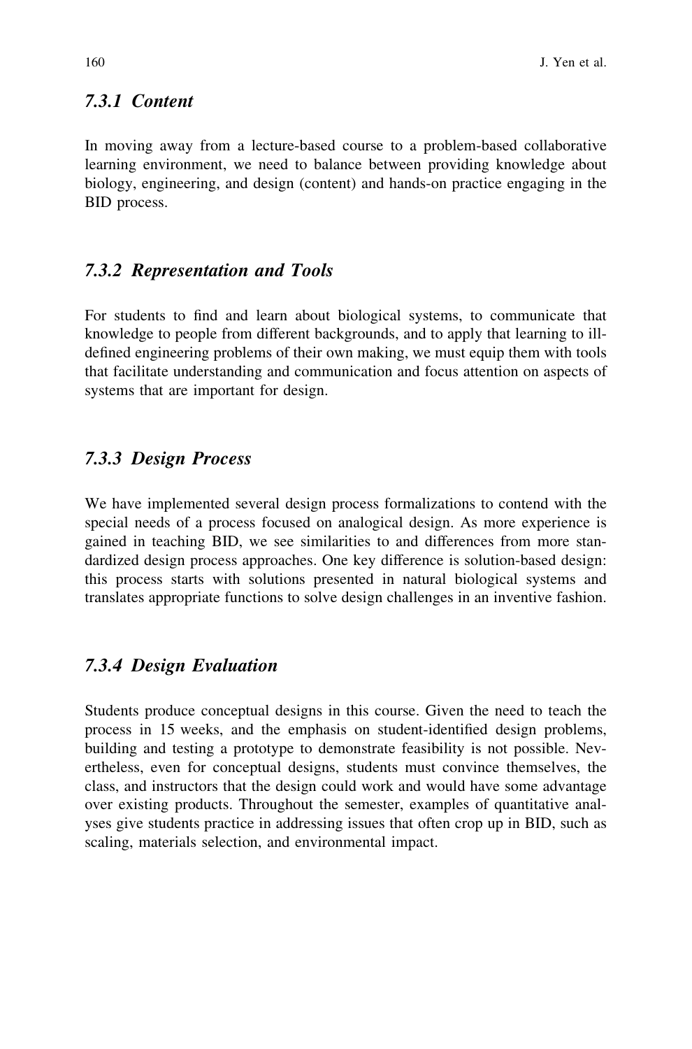### 7.3.1 Content

In moving away from a lecture-based course to a problem-based collaborative learning environment, we need to balance between providing knowledge about biology, engineering, and design (content) and hands-on practice engaging in the BID process.

### 7.3.2 Representation and Tools

For students to find and learn about biological systems, to communicate that knowledge to people from different backgrounds, and to apply that learning to ill-defined engineering problems of their own making, we must equip them with tools that facilitate understanding and communication and focus attention on aspects of systems that are important for design.

### 7.3.3 Design Process

We have implemented several design process formalizations to contend with the special needs of a process focused on analogical design. As more experience is gained in teaching BID, we see similarities to and differences from more standardized design process approaches. One key difference is solution-based design: this process starts with solutions presented in natural biological systems and translates appropriate functions to solve design challenges in an inventive fashion.

### 7.3.4 Design Evaluation

Students produce conceptual designs in this course. Given the need to teach the process in 15 weeks, and the emphasis on student-identified design problems, building and testing a prototype to demonstrate feasibility is not possible. Nevertheless, even for conceptual designs, students must convince themselves, the class, and instructors that the design could work and would have some advantage over existing products. Throughout the semester, examples of quantitative analyses give students practice in addressing issues that often crop up in BID, such as scaling, materials selection, and environmental impact.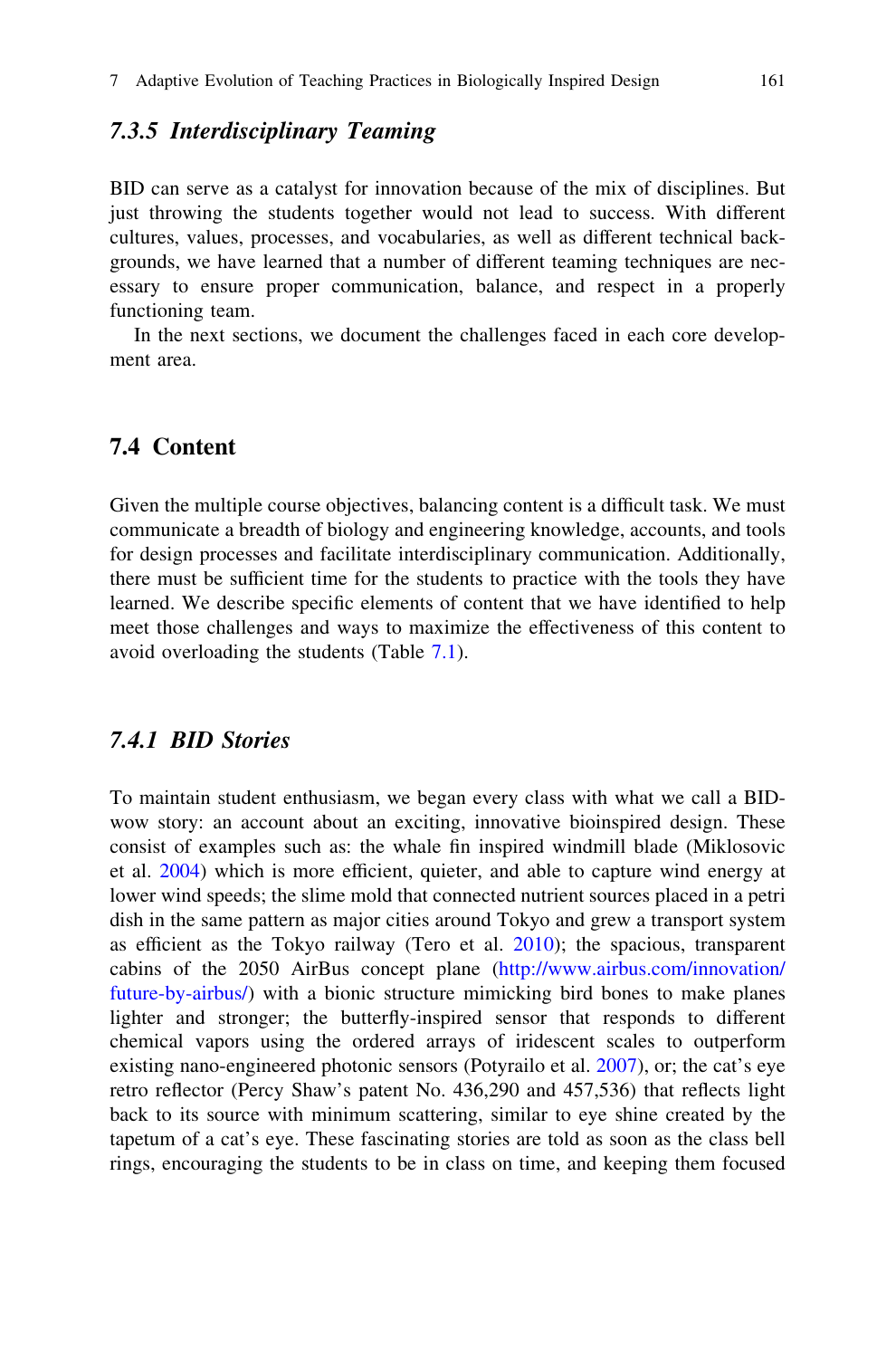### 7.3.5 Interdisciplinary Teaming

BID can serve as a catalyst for innovation because of the mix of disciplines. But just throwing the students together would not lead to success. With different cultures, values, processes, and vocabularies, as well as different technical backgrounds, we have learned that a number of different teaming techniques are necessary to ensure proper communication, balance, and respect in a properly functioning team.

In the next sections, we document the challenges faced in each core development area.

## 7.4 Content

Given the multiple course objectives, balancing content is a difficult task. We must communicate a breadth of biology and engineering knowledge, accounts, and tools for design processes and facilitate interdisciplinary communication. Additionally, there must be sufficient time for the students to practice with the tools they have learned. We describe specific elements of content that we have identified to help meet those challenges and ways to maximize the effectiveness of this content to avoid overloading the students (Table 7.1).

### 7.4.1 BID Stories

To maintain student enthusiasm, we began every class with what we call a BID-wow story: an account about an exciting, innovative bioinspired design. These consist of examples such as: the whale fin inspired windmill blade (Miklosovic et al. 2004) which is more efficient, quieter, and able to capture wind energy at lower wind speeds; the slime mold that connected nutrient sources placed in a petri dish in the same pattern as major cities around Tokyo and grew a transport system as efficient as the Tokyo railway (Tero et al. 2010); the spacious, transparent cabins of the 2050 AirBus concept plane (http://www.airbus.com/innovation/future-by-airbus/) with a bionic structure mimicking bird bones to make planes lighter and stronger; the butterfly-inspired sensor that responds to different chemical vapors using the ordered arrays of iridescent scales to outperform existing nano-engineered photonic sensors (Potyrailo et al. 2007), or; the cat's eye retro reflector (Percy Shaw's patent No. 436,290 and 457,536) that reflects light back to its source with minimum scattering, similar to eye shine created by the tapetum of a cat's eye. These fascinating stories are told as soon as the class bell rings, encouraging the students to be in class on time, and keeping them focused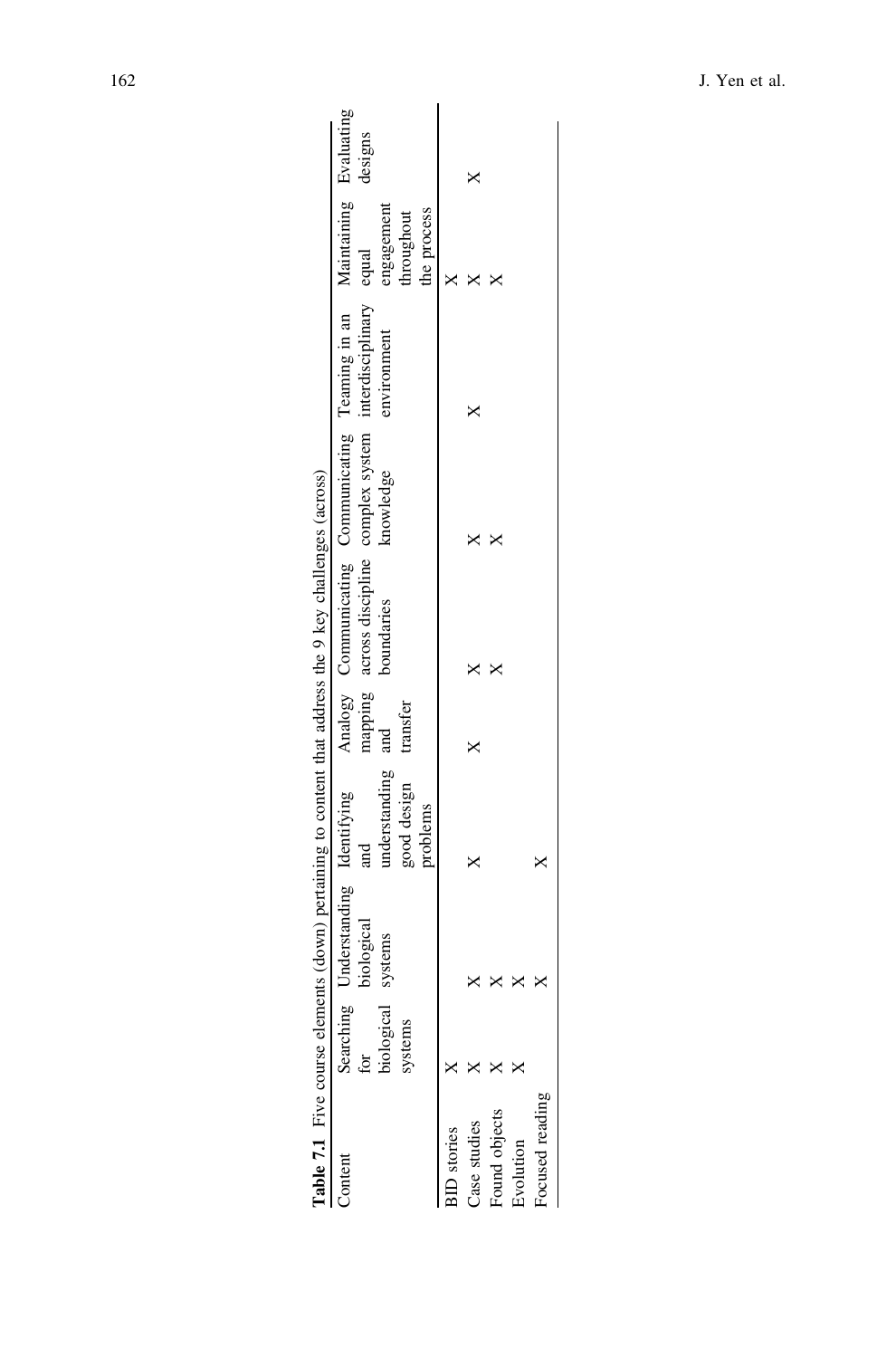**Table 7.1** Five course elements (down) pertaining to content that address the 9 key challenges (across)

| Content | Searching for biological systems | Understanding biological systems | Identifying and understanding good design problems | Analogy mapping and transfer | Communicating across discipline boundaries | Communicating complex system knowledge | Teaming in an interdisciplinary environment | Maintaining equal engagement throughout the process | Evaluating designs |
|---|---|---|---|---|---|---|---|---|---|
| BID stories | X | | | | | | | X | |
| Case studies | X | X | X | X | X | X | X | X | X |
| Found objects | X | X | | | X | X | | X | |
| Evolution | X | X | | | | | | | |
| Focused reading | | X | X | | | | | | |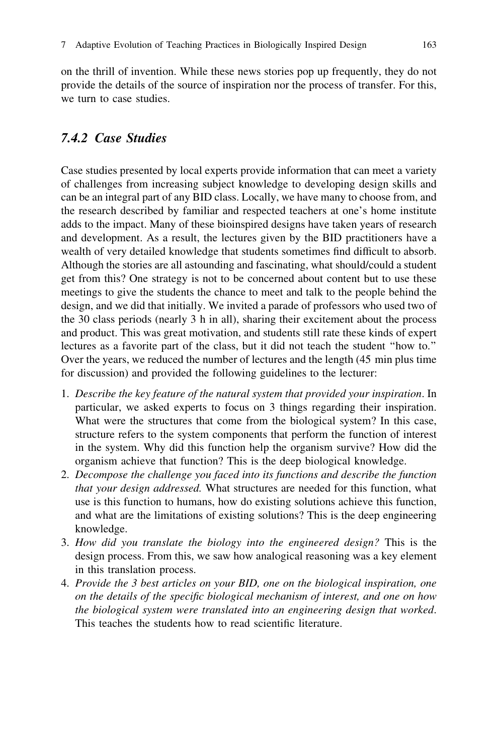on the thrill of invention. While these news stories pop up frequently, they do not provide the details of the source of inspiration nor the process of transfer. For this, we turn to case studies.

### 7.4.2 Case Studies

Case studies presented by local experts provide information that can meet a variety of challenges from increasing subject knowledge to developing design skills and can be an integral part of any BID class. Locally, we have many to choose from, and the research described by familiar and respected teachers at one's home institute adds to the impact. Many of these bioinspired designs have taken years of research and development. As a result, the lectures given by the BID practitioners have a wealth of very detailed knowledge that students sometimes find difficult to absorb. Although the stories are all astounding and fascinating, what should/could a student get from this? One strategy is not to be concerned about content but to use these meetings to give the students the chance to meet and talk to the people behind the design, and we did that initially. We invited a parade of professors who used two of the 30 class periods (nearly 3 h in all), sharing their excitement about the process and product. This was great motivation, and students still rate these kinds of expert lectures as a favorite part of the class, but it did not teach the student "how to." Over the years, we reduced the number of lectures and the length (45 min plus time for discussion) and provided the following guidelines to the lecturer:

1. *Describe the key feature of the natural system that provided your inspiration*. In particular, we asked experts to focus on 3 things regarding their inspiration. What were the structures that come from the biological system? In this case, structure refers to the system components that perform the function of interest in the system. Why did this function help the organism survive? How did the organism achieve that function? This is the deep biological knowledge.
2. *Decompose the challenge you faced into its functions and describe the function that your design addressed.* What structures are needed for this function, what use is this function to humans, how do existing solutions achieve this function, and what are the limitations of existing solutions? This is the deep engineering knowledge.
3. *How did you translate the biology into the engineered design?* This is the design process. From this, we saw how analogical reasoning was a key element in this translation process.
4. *Provide the 3 best articles on your BID, one on the biological inspiration, one on the details of the specific biological mechanism of interest, and one on how the biological system were translated into an engineering design that worked*. This teaches the students how to read scientific literature.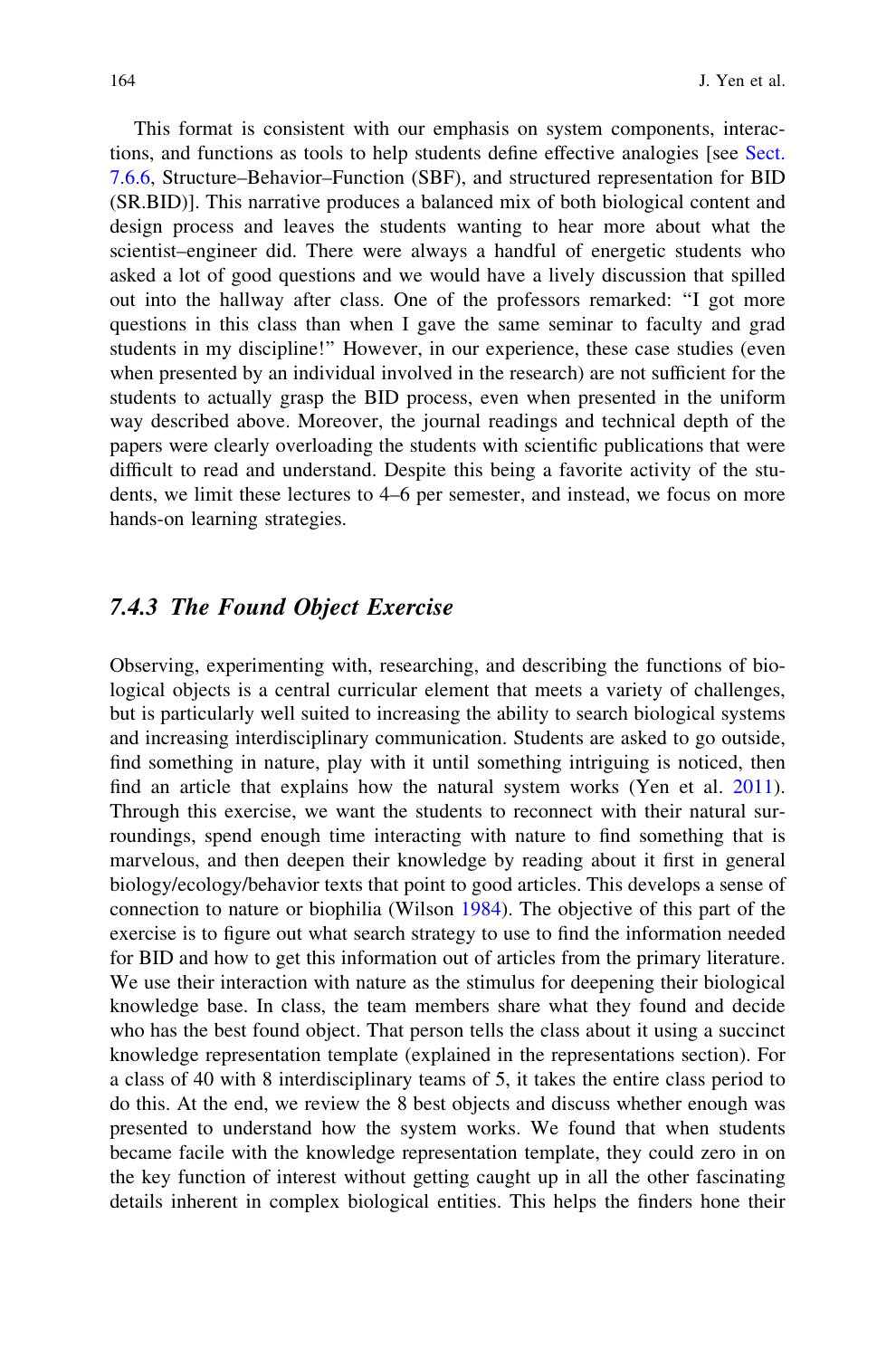This format is consistent with our emphasis on system components, interactions, and functions as tools to help students define effective analogies [see Sect. 7.6.6, Structure–Behavior–Function (SBF), and structured representation for BID (SR.BID)]. This narrative produces a balanced mix of both biological content and design process and leaves the students wanting to hear more about what the scientist–engineer did. There were always a handful of energetic students who asked a lot of good questions and we would have a lively discussion that spilled out into the hallway after class. One of the professors remarked: "I got more questions in this class than when I gave the same seminar to faculty and grad students in my discipline!" However, in our experience, these case studies (even when presented by an individual involved in the research) are not sufficient for the students to actually grasp the BID process, even when presented in the uniform way described above. Moreover, the journal readings and technical depth of the papers were clearly overloading the students with scientific publications that were difficult to read and understand. Despite this being a favorite activity of the students, we limit these lectures to 4–6 per semester, and instead, we focus on more hands-on learning strategies.

### *7.4.3 The Found Object Exercise*

Observing, experimenting with, researching, and describing the functions of biological objects is a central curricular element that meets a variety of challenges, but is particularly well suited to increasing the ability to search biological systems and increasing interdisciplinary communication. Students are asked to go outside, find something in nature, play with it until something intriguing is noticed, then find an article that explains how the natural system works (Yen et al. 2011). Through this exercise, we want the students to reconnect with their natural surroundings, spend enough time interacting with nature to find something that is marvelous, and then deepen their knowledge by reading about it first in general biology/ecology/behavior texts that point to good articles. This develops a sense of connection to nature or biophilia (Wilson 1984). The objective of this part of the exercise is to figure out what search strategy to use to find the information needed for BID and how to get this information out of articles from the primary literature. We use their interaction with nature as the stimulus for deepening their biological knowledge base. In class, the team members share what they found and decide who has the best found object. That person tells the class about it using a succinct knowledge representation template (explained in the representations section). For a class of 40 with 8 interdisciplinary teams of 5, it takes the entire class period to do this. At the end, we review the 8 best objects and discuss whether enough was presented to understand how the system works. We found that when students became facile with the knowledge representation template, they could zero in on the key function of interest without getting caught up in all the other fascinating details inherent in complex biological entities. This helps the finders hone their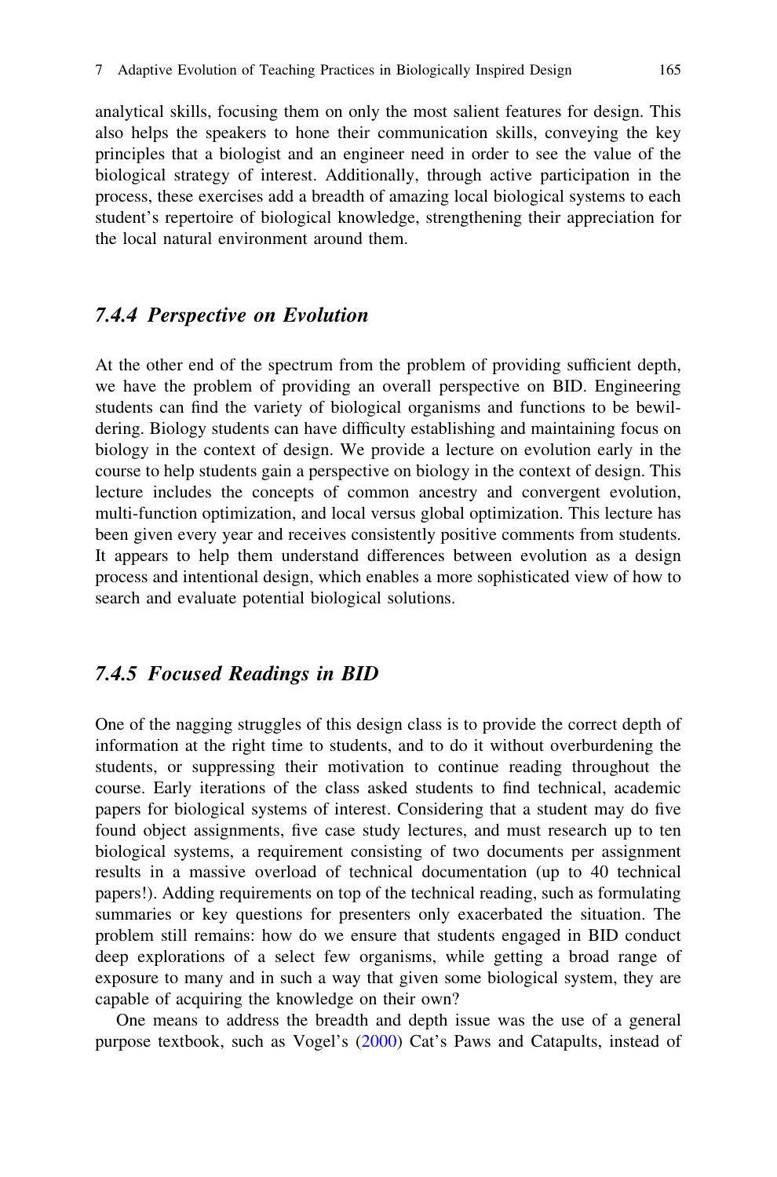analytical skills, focusing them on only the most salient features for design. This also helps the speakers to hone their communication skills, conveying the key principles that a biologist and an engineer need in order to see the value of the biological strategy of interest. Additionally, through active participation in the process, these exercises add a breadth of amazing local biological systems to each student's repertoire of biological knowledge, strengthening their appreciation for the local natural environment around them.

### *7.4.4 Perspective on Evolution*

At the other end of the spectrum from the problem of providing sufficient depth, we have the problem of providing an overall perspective on BID. Engineering students can find the variety of biological organisms and functions to be bewildering. Biology students can have difficulty establishing and maintaining focus on biology in the context of design. We provide a lecture on evolution early in the course to help students gain a perspective on biology in the context of design. This lecture includes the concepts of common ancestry and convergent evolution, multi-function optimization, and local versus global optimization. This lecture has been given every year and receives consistently positive comments from students. It appears to help them understand differences between evolution as a design process and intentional design, which enables a more sophisticated view of how to search and evaluate potential biological solutions.

### *7.4.5 Focused Readings in BID*

One of the nagging struggles of this design class is to provide the correct depth of information at the right time to students, and to do it without overburdening the students, or suppressing their motivation to continue reading throughout the course. Early iterations of the class asked students to find technical, academic papers for biological systems of interest. Considering that a student may do five found object assignments, five case study lectures, and must research up to ten biological systems, a requirement consisting of two documents per assignment results in a massive overload of technical documentation (up to 40 technical papers!). Adding requirements on top of the technical reading, such as formulating summaries or key questions for presenters only exacerbated the situation. The problem still remains: how do we ensure that students engaged in BID conduct deep explorations of a select few organisms, while getting a broad range of exposure to many and in such a way that given some biological system, they are capable of acquiring the knowledge on their own?

One means to address the breadth and depth issue was the use of a general purpose textbook, such as Vogel's (2000) Cat's Paws and Catapults, instead of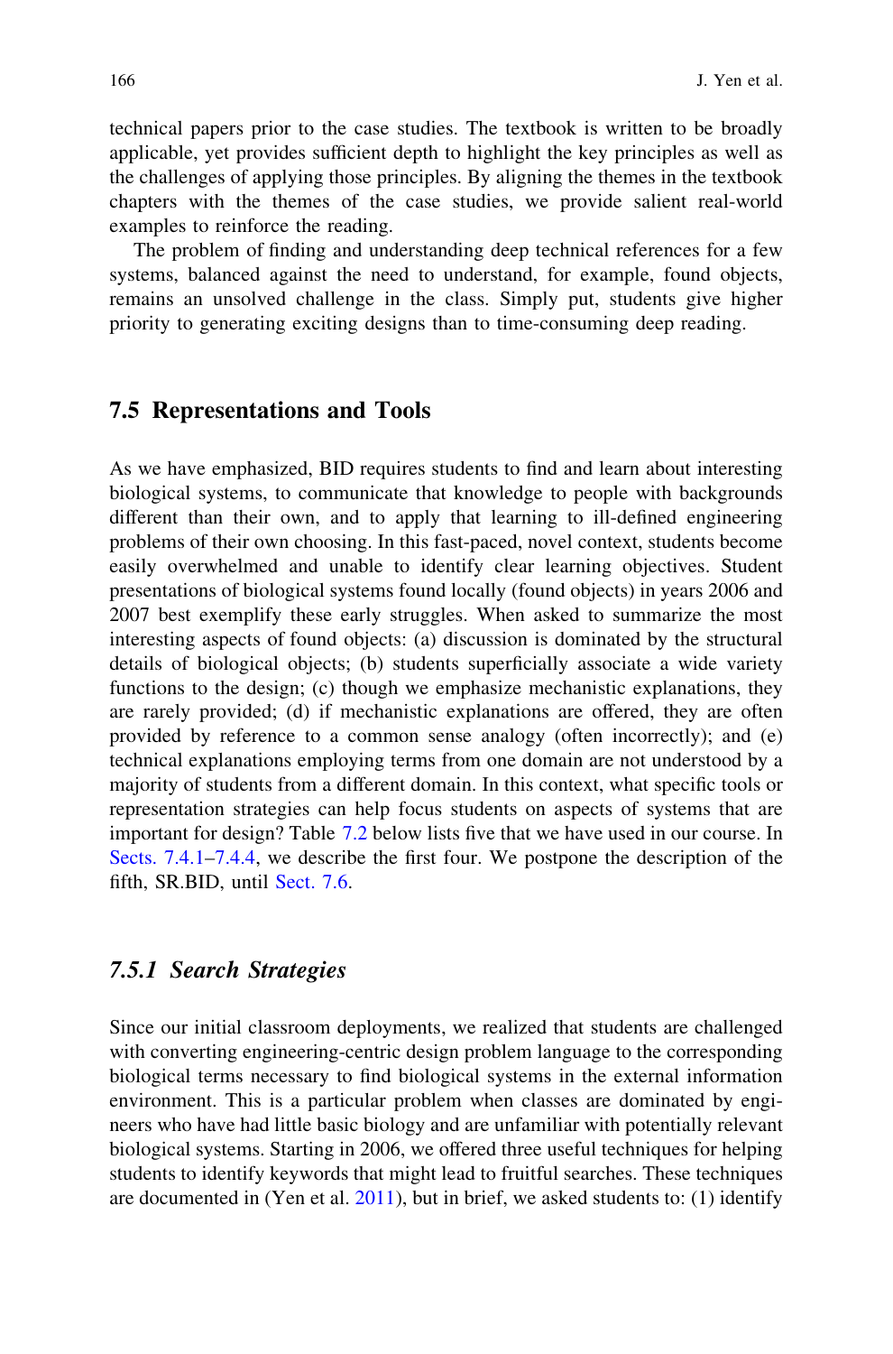technical papers prior to the case studies. The textbook is written to be broadly applicable, yet provides sufficient depth to highlight the key principles as well as the challenges of applying those principles. By aligning the themes in the textbook chapters with the themes of the case studies, we provide salient real-world examples to reinforce the reading.

The problem of finding and understanding deep technical references for a few systems, balanced against the need to understand, for example, found objects, remains an unsolved challenge in the class. Simply put, students give higher priority to generating exciting designs than to time-consuming deep reading.

## 7.5 Representations and Tools

As we have emphasized, BID requires students to find and learn about interesting biological systems, to communicate that knowledge to people with backgrounds different than their own, and to apply that learning to ill-defined engineering problems of their own choosing. In this fast-paced, novel context, students become easily overwhelmed and unable to identify clear learning objectives. Student presentations of biological systems found locally (found objects) in years 2006 and 2007 best exemplify these early struggles. When asked to summarize the most interesting aspects of found objects: (a) discussion is dominated by the structural details of biological objects; (b) students superficially associate a wide variety functions to the design; (c) though we emphasize mechanistic explanations, they are rarely provided; (d) if mechanistic explanations are offered, they are often provided by reference to a common sense analogy (often incorrectly); and (e) technical explanations employing terms from one domain are not understood by a majority of students from a different domain. In this context, what specific tools or representation strategies can help focus students on aspects of systems that are important for design? Table 7.2 below lists five that we have used in our course. In Sects. 7.4.1–7.4.4, we describe the first four. We postpone the description of the fifth, SR.BID, until Sect. 7.6.

### *7.5.1 Search Strategies*

Since our initial classroom deployments, we realized that students are challenged with converting engineering-centric design problem language to the corresponding biological terms necessary to find biological systems in the external information environment. This is a particular problem when classes are dominated by engineers who have had little basic biology and are unfamiliar with potentially relevant biological systems. Starting in 2006, we offered three useful techniques for helping students to identify keywords that might lead to fruitful searches. These techniques are documented in (Yen et al. 2011), but in brief, we asked students to: (1) identify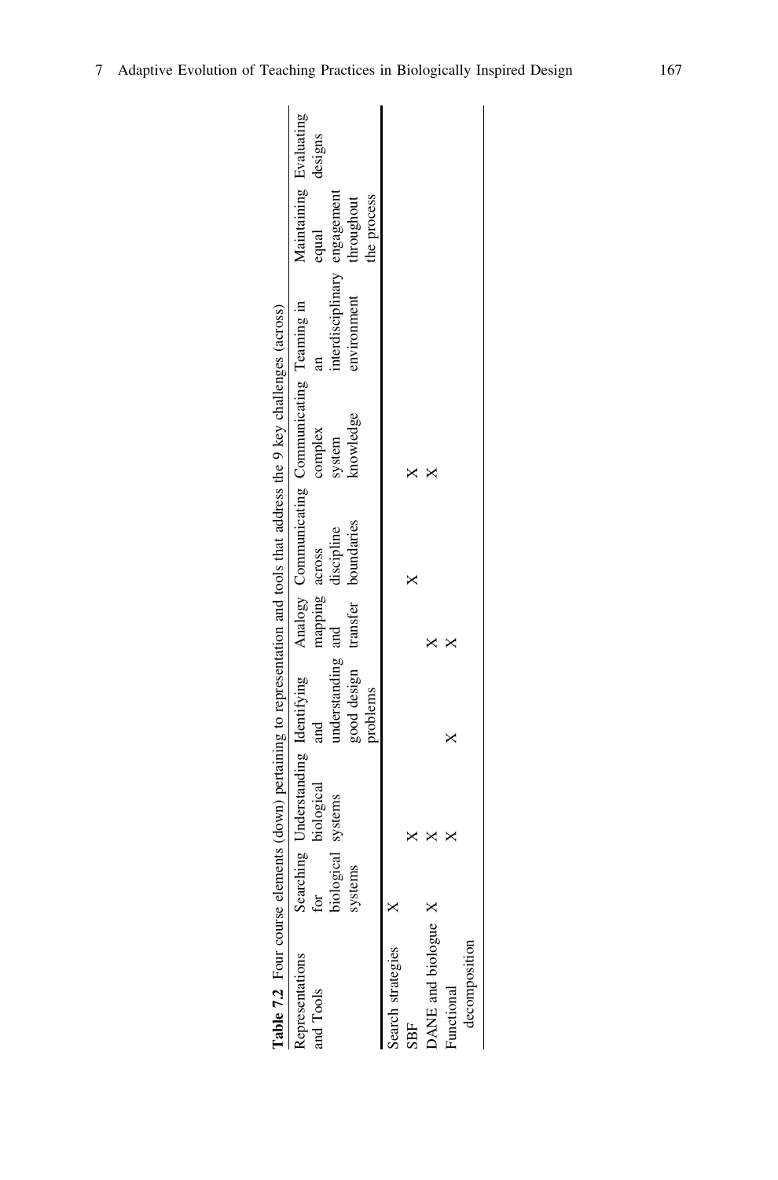**Table 7.2** Four course elements (down) pertaining to representation and tools that address the 9 key challenges (across)

| Representations and Tools | Searching for biological systems | Understanding biological systems | Identifying and understanding good design problems | Analogy mapping and transfer | Communicating across discipline boundaries | Communicating complex system knowledge | Teaming in an interdisciplinary environment | Maintaining equal engagement throughout the process | Evaluating designs |
|---|---|---|---|---|---|---|---|---|---|
| Search strategies | X | | | | | | | | |
| SBF | | X | | | X | X | | | |
| DANE and biologue | X | X | | X | | X | | | |
| Functional decomposition | | X | X | X | | | | | |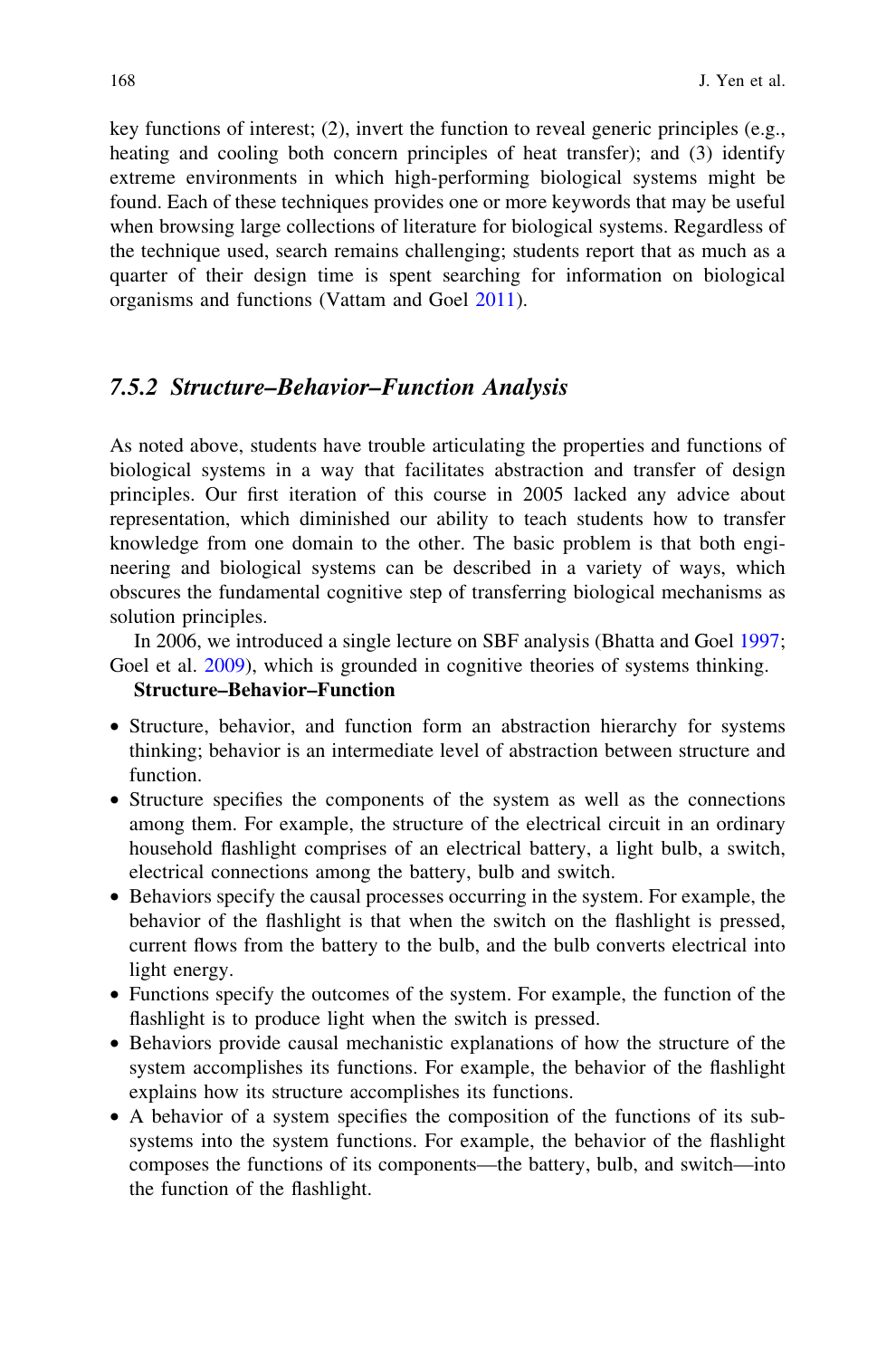key functions of interest; (2), invert the function to reveal generic principles (e.g., heating and cooling both concern principles of heat transfer); and (3) identify extreme environments in which high-performing biological systems might be found. Each of these techniques provides one or more keywords that may be useful when browsing large collections of literature for biological systems. Regardless of the technique used, search remains challenging; students report that as much as a quarter of their design time is spent searching for information on biological organisms and functions (Vattam and Goel 2011).

### *7.5.2 Structure–Behavior–Function Analysis*

As noted above, students have trouble articulating the properties and functions of biological systems in a way that facilitates abstraction and transfer of design principles. Our first iteration of this course in 2005 lacked any advice about representation, which diminished our ability to teach students how to transfer knowledge from one domain to the other. The basic problem is that both engineering and biological systems can be described in a variety of ways, which obscures the fundamental cognitive step of transferring biological mechanisms as solution principles.

In 2006, we introduced a single lecture on SBF analysis (Bhatta and Goel 1997; Goel et al. 2009), which is grounded in cognitive theories of systems thinking.

**Structure–Behavior–Function**

- Structure, behavior, and function form an abstraction hierarchy for systems thinking; behavior is an intermediate level of abstraction between structure and function.
- Structure specifies the components of the system as well as the connections among them. For example, the structure of the electrical circuit in an ordinary household flashlight comprises of an electrical battery, a light bulb, a switch, electrical connections among the battery, bulb and switch.
- Behaviors specify the causal processes occurring in the system. For example, the behavior of the flashlight is that when the switch on the flashlight is pressed, current flows from the battery to the bulb, and the bulb converts electrical into light energy.
- Functions specify the outcomes of the system. For example, the function of the flashlight is to produce light when the switch is pressed.
- Behaviors provide causal mechanistic explanations of how the structure of the system accomplishes its functions. For example, the behavior of the flashlight explains how its structure accomplishes its functions.
- A behavior of a system specifies the composition of the functions of its subsystems into the system functions. For example, the behavior of the flashlight composes the functions of its components—the battery, bulb, and switch—into the function of the flashlight.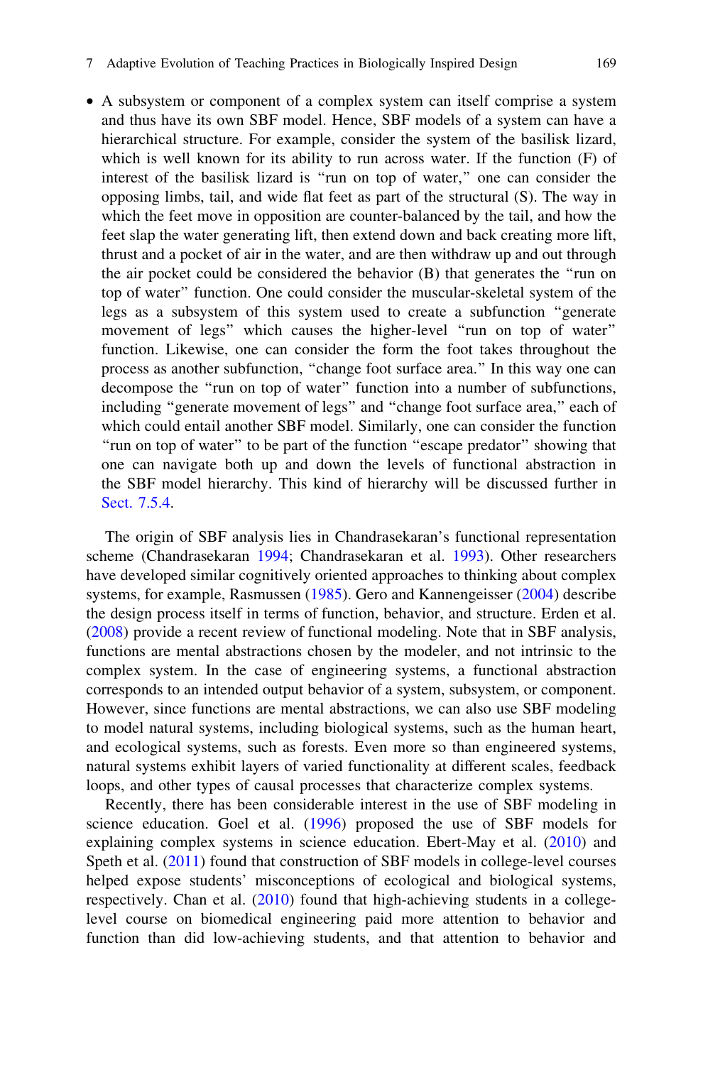- A subsystem or component of a complex system can itself comprise a system and thus have its own SBF model. Hence, SBF models of a system can have a hierarchical structure. For example, consider the system of the basilisk lizard, which is well known for its ability to run across water. If the function (F) of interest of the basilisk lizard is "run on top of water," one can consider the opposing limbs, tail, and wide flat feet as part of the structural (S). The way in which the feet move in opposition are counter-balanced by the tail, and how the feet slap the water generating lift, then extend down and back creating more lift, thrust and a pocket of air in the water, and are then withdraw up and out through the air pocket could be considered the behavior (B) that generates the "run on top of water" function. One could consider the muscular-skeletal system of the legs as a subsystem of this system used to create a subfunction "generate movement of legs" which causes the higher-level "run on top of water" function. Likewise, one can consider the form the foot takes throughout the process as another subfunction, "change foot surface area." In this way one can decompose the "run on top of water" function into a number of subfunctions, including "generate movement of legs" and "change foot surface area," each of which could entail another SBF model. Similarly, one can consider the function "run on top of water" to be part of the function "escape predator" showing that one can navigate both up and down the levels of functional abstraction in the SBF model hierarchy. This kind of hierarchy will be discussed further in Sect. 7.5.4.

The origin of SBF analysis lies in Chandrasekaran's functional representation scheme (Chandrasekaran 1994; Chandrasekaran et al. 1993). Other researchers have developed similar cognitively oriented approaches to thinking about complex systems, for example, Rasmussen (1985). Gero and Kannengeisser (2004) describe the design process itself in terms of function, behavior, and structure. Erden et al. (2008) provide a recent review of functional modeling. Note that in SBF analysis, functions are mental abstractions chosen by the modeler, and not intrinsic to the complex system. In the case of engineering systems, a functional abstraction corresponds to an intended output behavior of a system, subsystem, or component. However, since functions are mental abstractions, we can also use SBF modeling to model natural systems, including biological systems, such as the human heart, and ecological systems, such as forests. Even more so than engineered systems, natural systems exhibit layers of varied functionality at different scales, feedback loops, and other types of causal processes that characterize complex systems.

Recently, there has been considerable interest in the use of SBF modeling in science education. Goel et al. (1996) proposed the use of SBF models for explaining complex systems in science education. Ebert-May et al. (2010) and Speth et al. (2011) found that construction of SBF models in college-level courses helped expose students' misconceptions of ecological and biological systems, respectively. Chan et al. (2010) found that high-achieving students in a college-level course on biomedical engineering paid more attention to behavior and function than did low-achieving students, and that attention to behavior and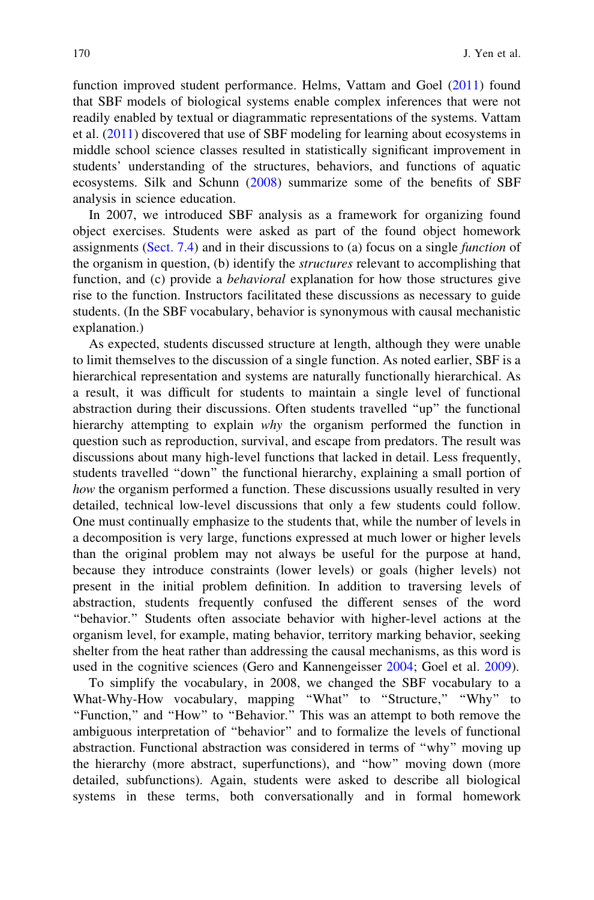function improved student performance. Helms, Vattam and Goel (2011) found that SBF models of biological systems enable complex inferences that were not readily enabled by textual or diagrammatic representations of the systems. Vattam et al. (2011) discovered that use of SBF modeling for learning about ecosystems in middle school science classes resulted in statistically significant improvement in students' understanding of the structures, behaviors, and functions of aquatic ecosystems. Silk and Schunn (2008) summarize some of the benefits of SBF analysis in science education.

In 2007, we introduced SBF analysis as a framework for organizing found object exercises. Students were asked as part of the found object homework assignments (Sect. 7.4) and in their discussions to (a) focus on a single *function* of the organism in question, (b) identify the *structures* relevant to accomplishing that function, and (c) provide a *behavioral* explanation for how those structures give rise to the function. Instructors facilitated these discussions as necessary to guide students. (In the SBF vocabulary, behavior is synonymous with causal mechanistic explanation.)

As expected, students discussed structure at length, although they were unable to limit themselves to the discussion of a single function. As noted earlier, SBF is a hierarchical representation and systems are naturally functionally hierarchical. As a result, it was difficult for students to maintain a single level of functional abstraction during their discussions. Often students travelled "up" the functional hierarchy attempting to explain *why* the organism performed the function in question such as reproduction, survival, and escape from predators. The result was discussions about many high-level functions that lacked in detail. Less frequently, students travelled "down" the functional hierarchy, explaining a small portion of *how* the organism performed a function. These discussions usually resulted in very detailed, technical low-level discussions that only a few students could follow. One must continually emphasize to the students that, while the number of levels in a decomposition is very large, functions expressed at much lower or higher levels than the original problem may not always be useful for the purpose at hand, because they introduce constraints (lower levels) or goals (higher levels) not present in the initial problem definition. In addition to traversing levels of abstraction, students frequently confused the different senses of the word "behavior." Students often associate behavior with higher-level actions at the organism level, for example, mating behavior, territory marking behavior, seeking shelter from the heat rather than addressing the causal mechanisms, as this word is used in the cognitive sciences (Gero and Kannengeisser 2004; Goel et al. 2009).

To simplify the vocabulary, in 2008, we changed the SBF vocabulary to a What-Why-How vocabulary, mapping "What" to "Structure," "Why" to "Function," and "How" to "Behavior." This was an attempt to both remove the ambiguous interpretation of "behavior" and to formalize the levels of functional abstraction. Functional abstraction was considered in terms of "why" moving up the hierarchy (more abstract, superfunctions), and "how" moving down (more detailed, subfunctions). Again, students were asked to describe all biological systems in these terms, both conversationally and in formal homework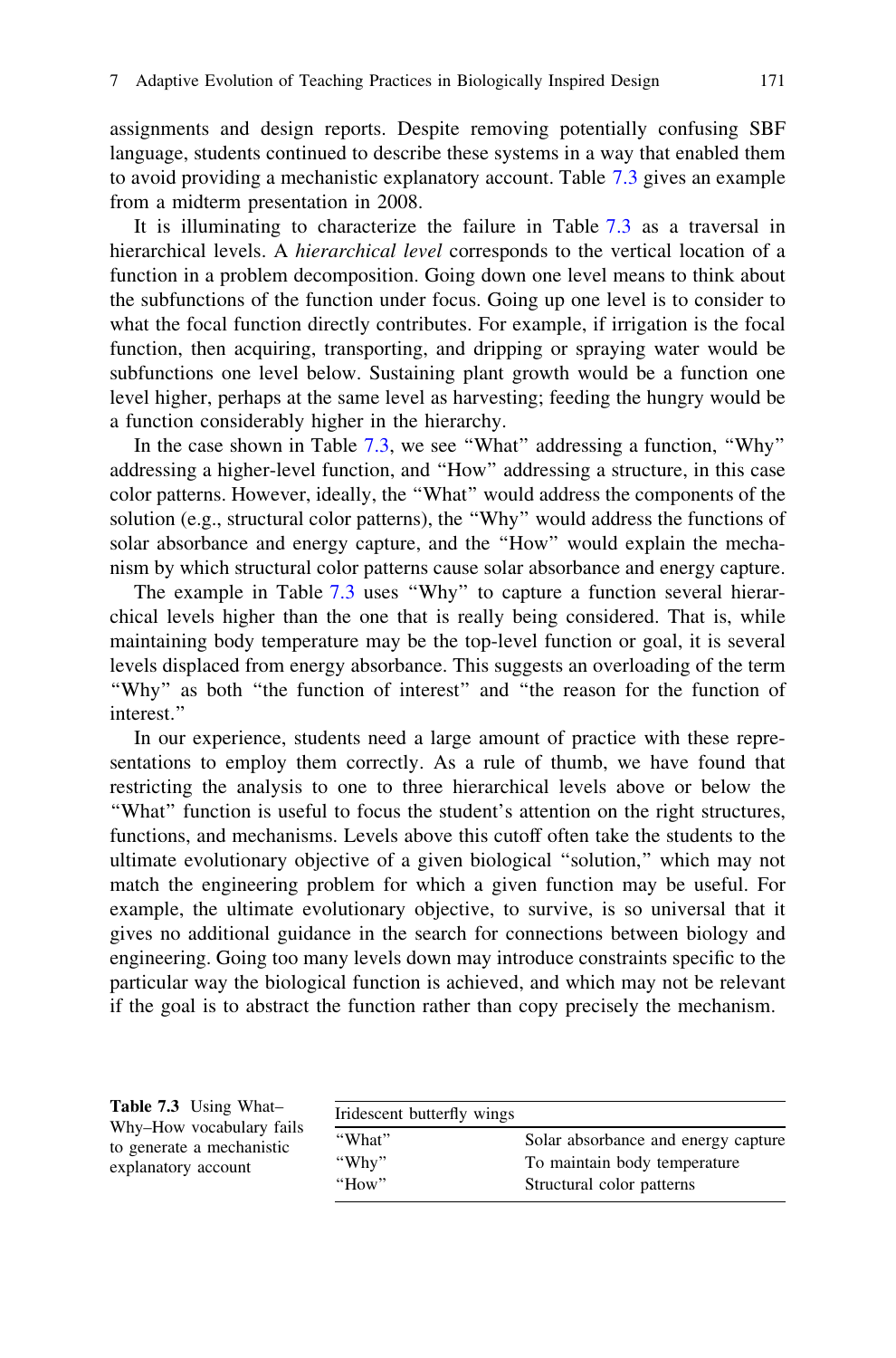assignments and design reports. Despite removing potentially confusing SBF language, students continued to describe these systems in a way that enabled them to avoid providing a mechanistic explanatory account. Table 7.3 gives an example from a midterm presentation in 2008.

It is illuminating to characterize the failure in Table 7.3 as a traversal in hierarchical levels. A *hierarchical level* corresponds to the vertical location of a function in a problem decomposition. Going down one level means to think about the subfunctions of the function under focus. Going up one level is to consider to what the focal function directly contributes. For example, if irrigation is the focal function, then acquiring, transporting, and dripping or spraying water would be subfunctions one level below. Sustaining plant growth would be a function one level higher, perhaps at the same level as harvesting; feeding the hungry would be a function considerably higher in the hierarchy.

In the case shown in Table 7.3, we see "What" addressing a function, "Why" addressing a higher-level function, and "How" addressing a structure, in this case color patterns. However, ideally, the "What" would address the components of the solution (e.g., structural color patterns), the "Why" would address the functions of solar absorbance and energy capture, and the "How" would explain the mechanism by which structural color patterns cause solar absorbance and energy capture.

The example in Table 7.3 uses "Why" to capture a function several hierarchical levels higher than the one that is really being considered. That is, while maintaining body temperature may be the top-level function or goal, it is several levels displaced from energy absorbance. This suggests an overloading of the term "Why" as both "the function of interest" and "the reason for the function of interest."

In our experience, students need a large amount of practice with these representations to employ them correctly. As a rule of thumb, we have found that restricting the analysis to one to three hierarchical levels above or below the "What" function is useful to focus the student's attention on the right structures, functions, and mechanisms. Levels above this cutoff often take the students to the ultimate evolutionary objective of a given biological "solution," which may not match the engineering problem for which a given function may be useful. For example, the ultimate evolutionary objective, to survive, is so universal that it gives no additional guidance in the search for connections between biology and engineering. Going too many levels down may introduce constraints specific to the particular way the biological function is achieved, and which may not be relevant if the goal is to abstract the function rather than copy precisely the mechanism.

**Table 7.3** Using What–Why–How vocabulary fails to generate a mechanistic explanatory account

| Iridescent butterfly wings | |
|---|---|
| "What" | Solar absorbance and energy capture |
| "Why" | To maintain body temperature |
| "How" | Structural color patterns |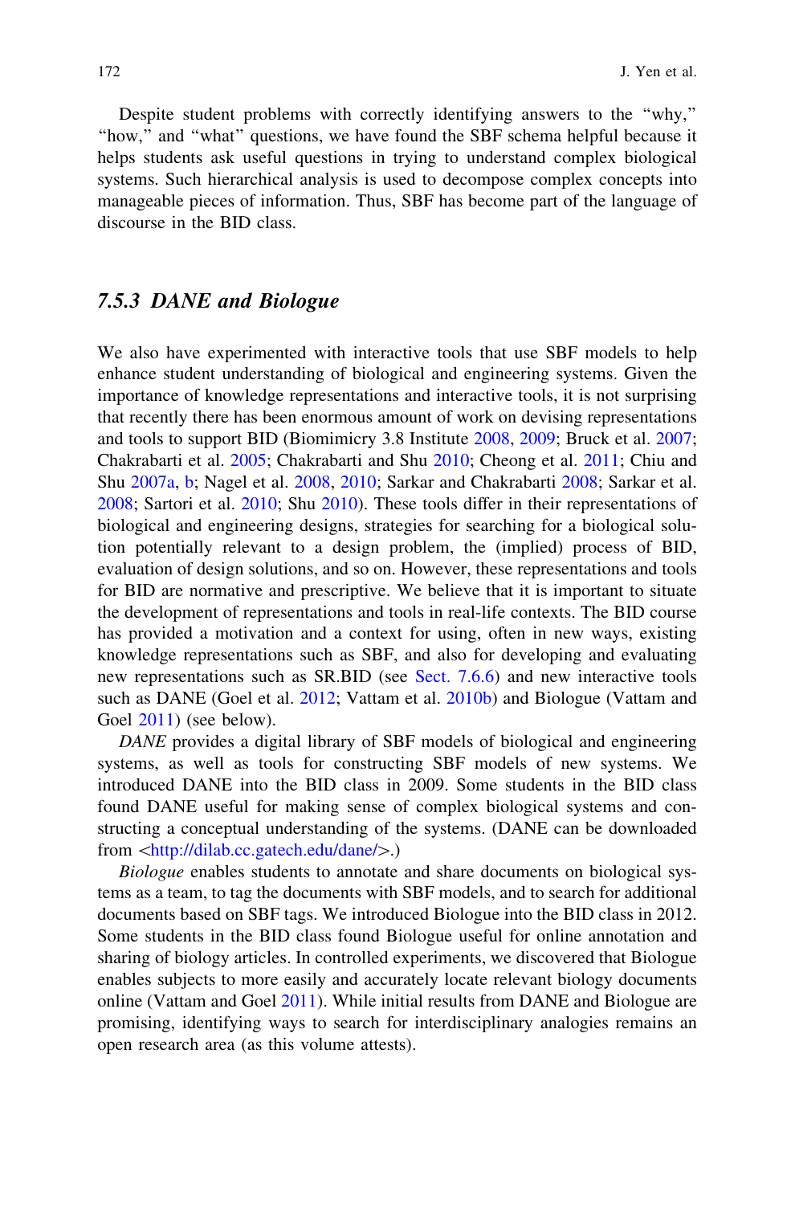Despite student problems with correctly identifying answers to the "why," "how," and "what" questions, we have found the SBF schema helpful because it helps students ask useful questions in trying to understand complex biological systems. Such hierarchical analysis is used to decompose complex concepts into manageable pieces of information. Thus, SBF has become part of the language of discourse in the BID class.

### 7.5.3 DANE and Biologue

We also have experimented with interactive tools that use SBF models to help enhance student understanding of biological and engineering systems. Given the importance of knowledge representations and interactive tools, it is not surprising that recently there has been enormous amount of work on devising representations and tools to support BID (Biomimicry 3.8 Institute 2008, 2009; Bruck et al. 2007; Chakrabarti et al. 2005; Chakrabarti and Shu 2010; Cheong et al. 2011; Chiu and Shu 2007a, b; Nagel et al. 2008, 2010; Sarkar and Chakrabarti 2008; Sarkar et al. 2008; Sartori et al. 2010; Shu 2010). These tools differ in their representations of biological and engineering designs, strategies for searching for a biological solution potentially relevant to a design problem, the (implied) process of BID, evaluation of design solutions, and so on. However, these representations and tools for BID are normative and prescriptive. We believe that it is important to situate the development of representations and tools in real-life contexts. The BID course has provided a motivation and a context for using, often in new ways, existing knowledge representations such as SBF, and also for developing and evaluating new representations such as SR.BID (see Sect. 7.6.6) and new interactive tools such as DANE (Goel et al. 2012; Vattam et al. 2010b) and Biologue (Vattam and Goel 2011) (see below).

*DANE* provides a digital library of SBF models of biological and engineering systems, as well as tools for constructing SBF models of new systems. We introduced DANE into the BID class in 2009. Some students in the BID class found DANE useful for making sense of complex biological systems and constructing a conceptual understanding of the systems. (DANE can be downloaded from <http://dilab.cc.gatech.edu/dane/>.)

*Biologue* enables students to annotate and share documents on biological systems as a team, to tag the documents with SBF models, and to search for additional documents based on SBF tags. We introduced Biologue into the BID class in 2012. Some students in the BID class found Biologue useful for online annotation and sharing of biology articles. In controlled experiments, we discovered that Biologue enables subjects to more easily and accurately locate relevant biology documents online (Vattam and Goel 2011). While initial results from DANE and Biologue are promising, identifying ways to search for interdisciplinary analogies remains an open research area (as this volume attests).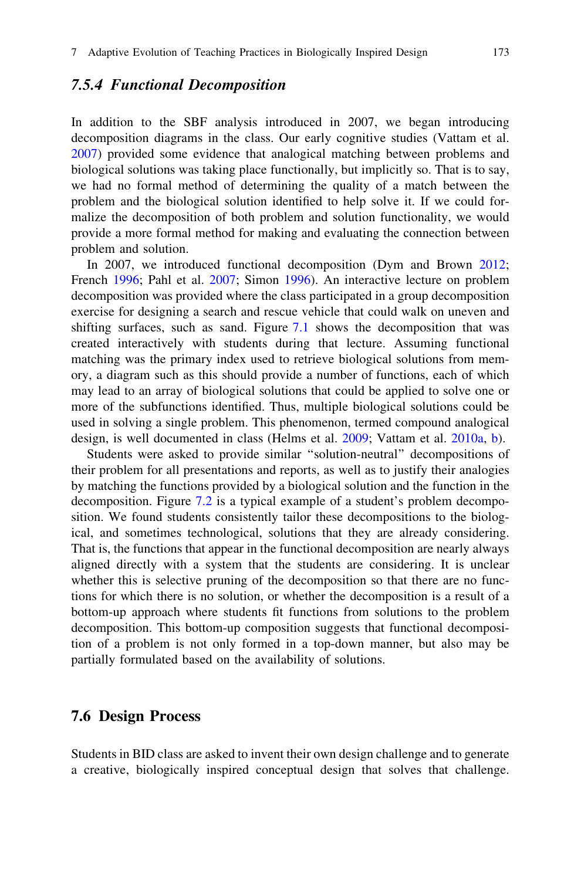### 7.5.4 Functional Decomposition

In addition to the SBF analysis introduced in 2007, we began introducing decomposition diagrams in the class. Our early cognitive studies (Vattam et al. 2007) provided some evidence that analogical matching between problems and biological solutions was taking place functionally, but implicitly so. That is to say, we had no formal method of determining the quality of a match between the problem and the biological solution identified to help solve it. If we could formalize the decomposition of both problem and solution functionality, we would provide a more formal method for making and evaluating the connection between problem and solution.

In 2007, we introduced functional decomposition (Dym and Brown 2012; French 1996; Pahl et al. 2007; Simon 1996). An interactive lecture on problem decomposition was provided where the class participated in a group decomposition exercise for designing a search and rescue vehicle that could walk on uneven and shifting surfaces, such as sand. Figure 7.1 shows the decomposition that was created interactively with students during that lecture. Assuming functional matching was the primary index used to retrieve biological solutions from memory, a diagram such as this should provide a number of functions, each of which may lead to an array of biological solutions that could be applied to solve one or more of the subfunctions identified. Thus, multiple biological solutions could be used in solving a single problem. This phenomenon, termed compound analogical design, is well documented in class (Helms et al. 2009; Vattam et al. 2010a, b).

Students were asked to provide similar "solution-neutral" decompositions of their problem for all presentations and reports, as well as to justify their analogies by matching the functions provided by a biological solution and the function in the decomposition. Figure 7.2 is a typical example of a student's problem decomposition. We found students consistently tailor these decompositions to the biological, and sometimes technological, solutions that they are already considering. That is, the functions that appear in the functional decomposition are nearly always aligned directly with a system that the students are considering. It is unclear whether this is selective pruning of the decomposition so that there are no functions for which there is no solution, or whether the decomposition is a result of a bottom-up approach where students fit functions from solutions to the problem decomposition. This bottom-up composition suggests that functional decomposition of a problem is not only formed in a top-down manner, but also may be partially formulated based on the availability of solutions.

## 7.6 Design Process

Students in BID class are asked to invent their own design challenge and to generate a creative, biologically inspired conceptual design that solves that challenge.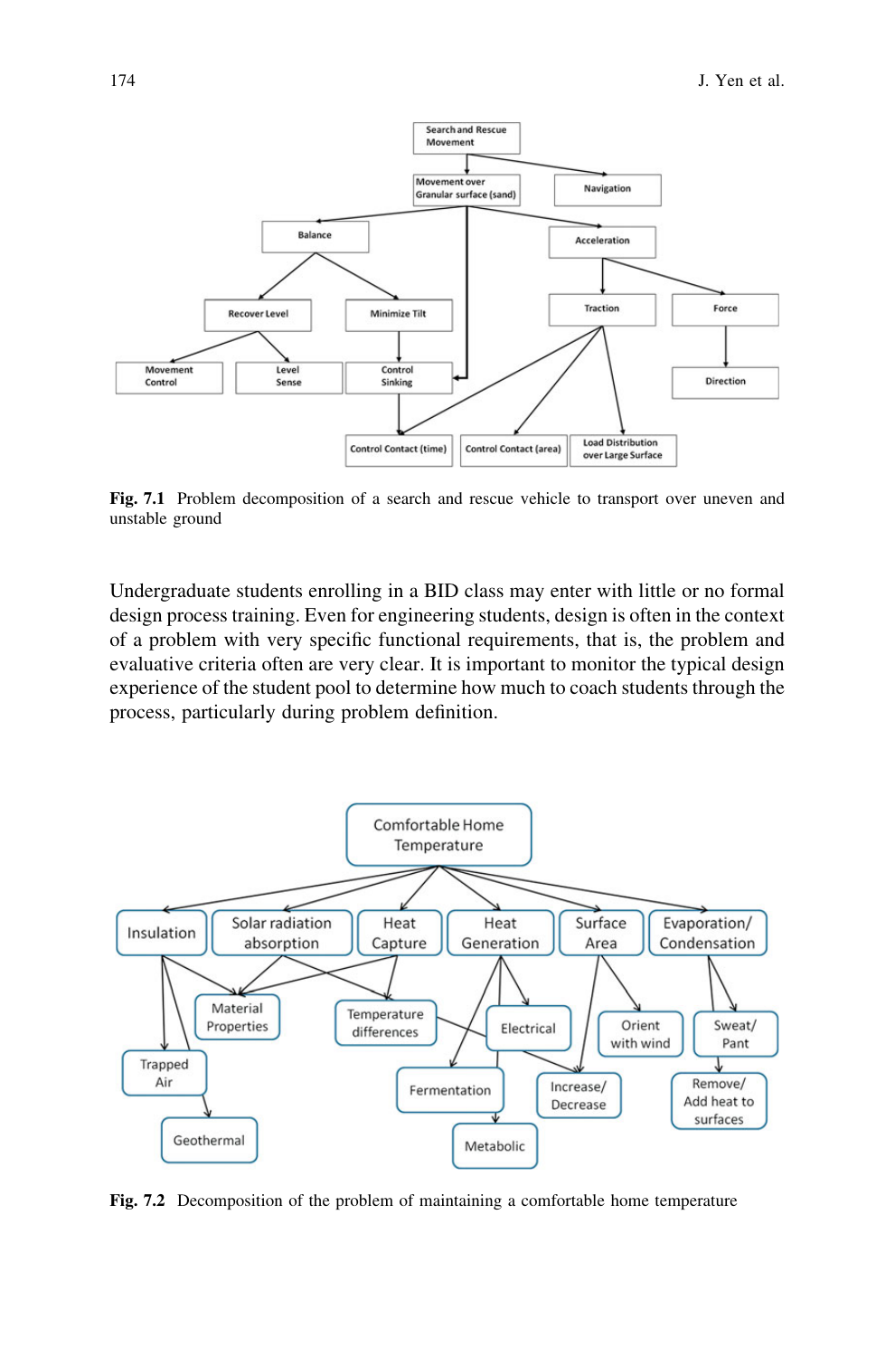**Fig. 7.1** Problem decomposition of a search and rescue vehicle to transport over uneven and unstable ground

Undergraduate students enrolling in a BID class may enter with little or no formal design process training. Even for engineering students, design is often in the context of a problem with very specific functional requirements, that is, the problem and evaluative criteria often are very clear. It is important to monitor the typical design experience of the student pool to determine how much to coach students through the process, particularly during problem definition.

**Fig. 7.2** Decomposition of the problem of maintaining a comfortable home temperature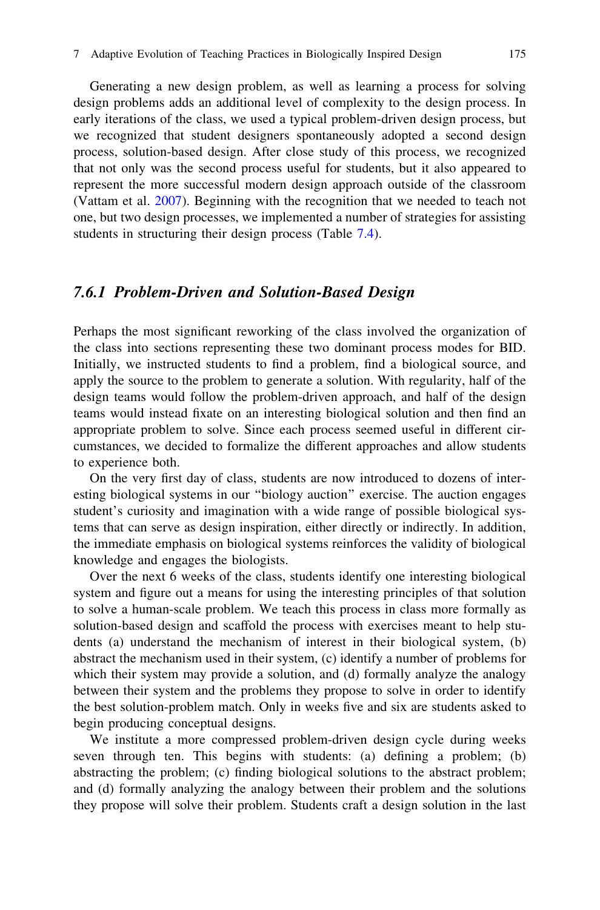Generating a new design problem, as well as learning a process for solving design problems adds an additional level of complexity to the design process. In early iterations of the class, we used a typical problem-driven design process, but we recognized that student designers spontaneously adopted a second design process, solution-based design. After close study of this process, we recognized that not only was the second process useful for students, but it also appeared to represent the more successful modern design approach outside of the classroom (Vattam et al. 2007). Beginning with the recognition that we needed to teach not one, but two design processes, we implemented a number of strategies for assisting students in structuring their design process (Table 7.4).

### *7.6.1 Problem-Driven and Solution-Based Design*

Perhaps the most significant reworking of the class involved the organization of the class into sections representing these two dominant process modes for BID. Initially, we instructed students to find a problem, find a biological source, and apply the source to the problem to generate a solution. With regularity, half of the design teams would follow the problem-driven approach, and half of the design teams would instead fixate on an interesting biological solution and then find an appropriate problem to solve. Since each process seemed useful in different circumstances, we decided to formalize the different approaches and allow students to experience both.

On the very first day of class, students are now introduced to dozens of interesting biological systems in our "biology auction" exercise. The auction engages student's curiosity and imagination with a wide range of possible biological systems that can serve as design inspiration, either directly or indirectly. In addition, the immediate emphasis on biological systems reinforces the validity of biological knowledge and engages the biologists.

Over the next 6 weeks of the class, students identify one interesting biological system and figure out a means for using the interesting principles of that solution to solve a human-scale problem. We teach this process in class more formally as solution-based design and scaffold the process with exercises meant to help students (a) understand the mechanism of interest in their biological system, (b) abstract the mechanism used in their system, (c) identify a number of problems for which their system may provide a solution, and (d) formally analyze the analogy between their system and the problems they propose to solve in order to identify the best solution-problem match. Only in weeks five and six are students asked to begin producing conceptual designs.

We institute a more compressed problem-driven design cycle during weeks seven through ten. This begins with students: (a) defining a problem; (b) abstracting the problem; (c) finding biological solutions to the abstract problem; and (d) formally analyzing the analogy between their problem and the solutions they propose will solve their problem. Students craft a design solution in the last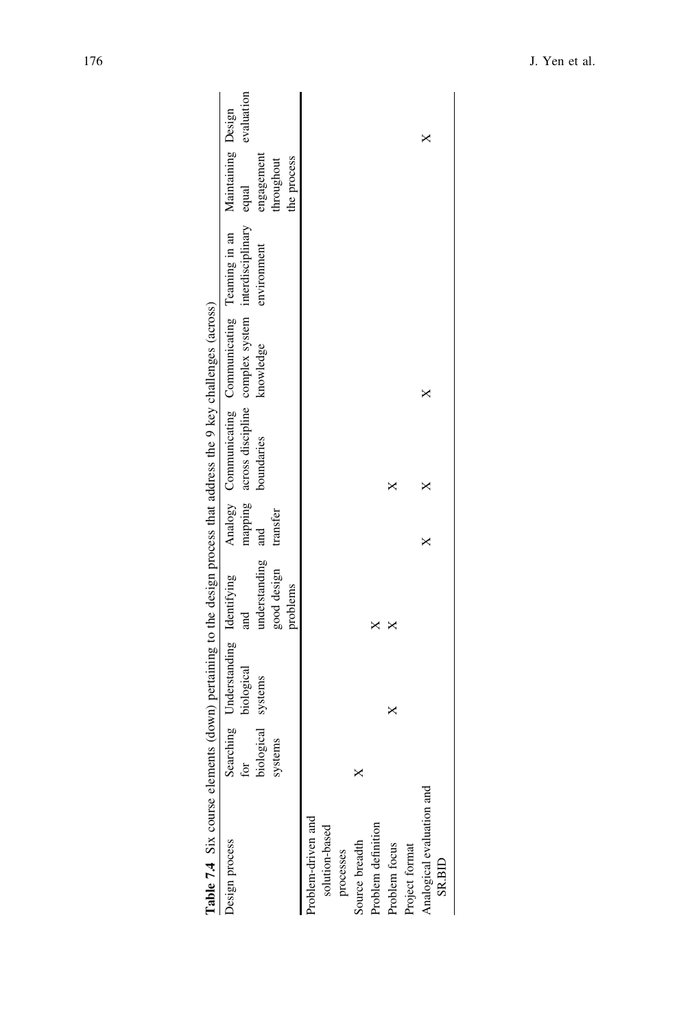**Table 7.4** Six course elements (down) pertaining to the design process that address the 9 key challenges (across)

| Design process | Searching for biological systems | Understanding biological systems | Identifying and understanding good design problems | Analogy mapping and transfer | Communicating across discipline boundaries | Communicating complex system knowledge | Teaming in an interdisciplinary environment | Maintaining equal engagement throughout the process | Design evaluation |
|---|---|---|---|---|---|---|---|---|---|
| Problem-driven and solution-based processes | | | | | | | | | |
| Source breadth | X | | | | | | | | |
| Problem definition | | | X | | | | | | |
| Problem focus | | X | X | | X | | | | |
| Project format | | | | | | | | | |
| Analogical evaluation and SR.BID | | | | X | X | X | | | X |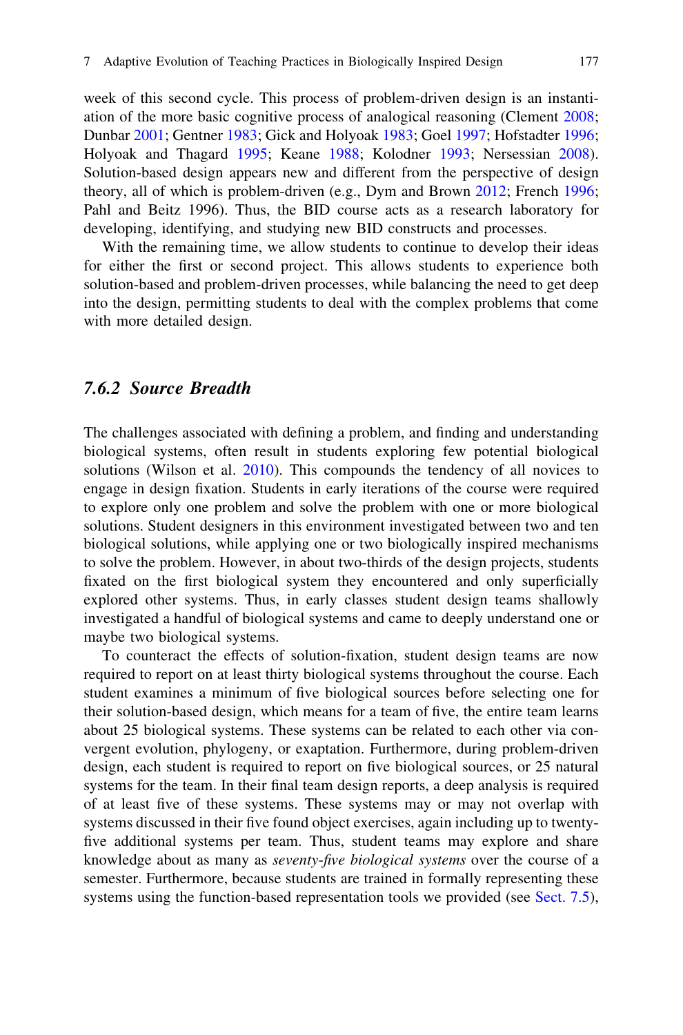week of this second cycle. This process of problem-driven design is an instantiation of the more basic cognitive process of analogical reasoning (Clement 2008; Dunbar 2001; Gentner 1983; Gick and Holyoak 1983; Goel 1997; Hofstadter 1996; Holyoak and Thagard 1995; Keane 1988; Kolodner 1993; Nersessian 2008). Solution-based design appears new and different from the perspective of design theory, all of which is problem-driven (e.g., Dym and Brown 2012; French 1996; Pahl and Beitz 1996). Thus, the BID course acts as a research laboratory for developing, identifying, and studying new BID constructs and processes.

With the remaining time, we allow students to continue to develop their ideas for either the first or second project. This allows students to experience both solution-based and problem-driven processes, while balancing the need to get deep into the design, permitting students to deal with the complex problems that come with more detailed design.

### 7.6.2 Source Breadth

The challenges associated with defining a problem, and finding and understanding biological systems, often result in students exploring few potential biological solutions (Wilson et al. 2010). This compounds the tendency of all novices to engage in design fixation. Students in early iterations of the course were required to explore only one problem and solve the problem with one or more biological solutions. Student designers in this environment investigated between two and ten biological solutions, while applying one or two biologically inspired mechanisms to solve the problem. However, in about two-thirds of the design projects, students fixated on the first biological system they encountered and only superficially explored other systems. Thus, in early classes student design teams shallowly investigated a handful of biological systems and came to deeply understand one or maybe two biological systems.

To counteract the effects of solution-fixation, student design teams are now required to report on at least thirty biological systems throughout the course. Each student examines a minimum of five biological sources before selecting one for their solution-based design, which means for a team of five, the entire team learns about 25 biological systems. These systems can be related to each other via convergent evolution, phylogeny, or exaptation. Furthermore, during problem-driven design, each student is required to report on five biological sources, or 25 natural systems for the team. In their final team design reports, a deep analysis is required of at least five of these systems. These systems may or may not overlap with systems discussed in their five found object exercises, again including up to twenty-five additional systems per team. Thus, student teams may explore and share knowledge about as many as *seventy-five biological systems* over the course of a semester. Furthermore, because students are trained in formally representing these systems using the function-based representation tools we provided (see Sect. 7.5),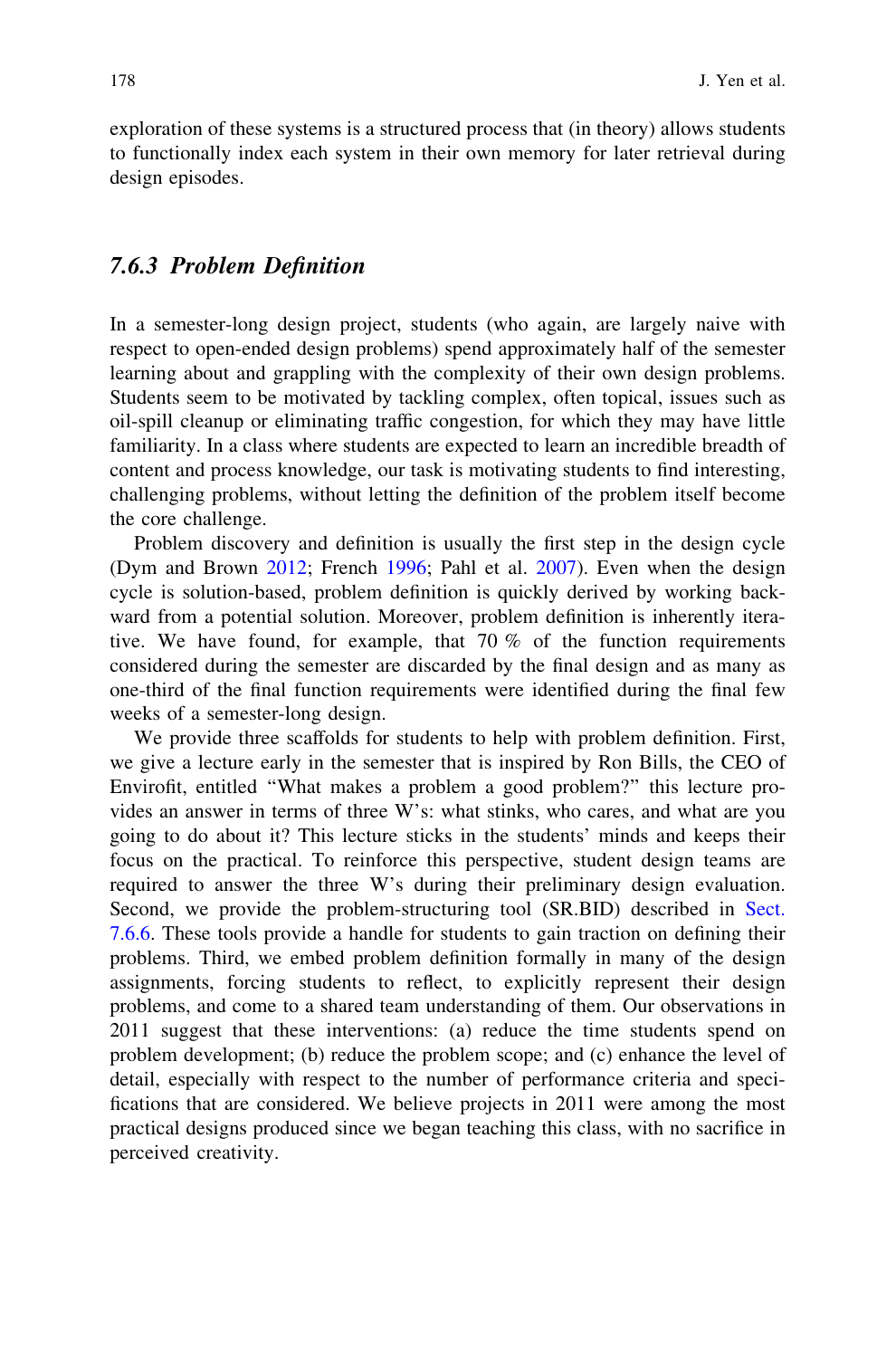exploration of these systems is a structured process that (in theory) allows students to functionally index each system in their own memory for later retrieval during design episodes.

### 7.6.3 Problem Definition

In a semester-long design project, students (who again, are largely naive with respect to open-ended design problems) spend approximately half of the semester learning about and grappling with the complexity of their own design problems. Students seem to be motivated by tackling complex, often topical, issues such as oil-spill cleanup or eliminating traffic congestion, for which they may have little familiarity. In a class where students are expected to learn an incredible breadth of content and process knowledge, our task is motivating students to find interesting, challenging problems, without letting the definition of the problem itself become the core challenge.

Problem discovery and definition is usually the first step in the design cycle (Dym and Brown 2012; French 1996; Pahl et al. 2007). Even when the design cycle is solution-based, problem definition is quickly derived by working backward from a potential solution. Moreover, problem definition is inherently iterative. We have found, for example, that 70 % of the function requirements considered during the semester are discarded by the final design and as many as one-third of the final function requirements were identified during the final few weeks of a semester-long design.

We provide three scaffolds for students to help with problem definition. First, we give a lecture early in the semester that is inspired by Ron Bills, the CEO of Envirofit, entitled "What makes a problem a good problem?" this lecture provides an answer in terms of three W's: what stinks, who cares, and what are you going to do about it? This lecture sticks in the students' minds and keeps their focus on the practical. To reinforce this perspective, student design teams are required to answer the three W's during their preliminary design evaluation. Second, we provide the problem-structuring tool (SR.BID) described in Sect. 7.6.6. These tools provide a handle for students to gain traction on defining their problems. Third, we embed problem definition formally in many of the design assignments, forcing students to reflect, to explicitly represent their design problems, and come to a shared team understanding of them. Our observations in 2011 suggest that these interventions: (a) reduce the time students spend on problem development; (b) reduce the problem scope; and (c) enhance the level of detail, especially with respect to the number of performance criteria and specifications that are considered. We believe projects in 2011 were among the most practical designs produced since we began teaching this class, with no sacrifice in perceived creativity.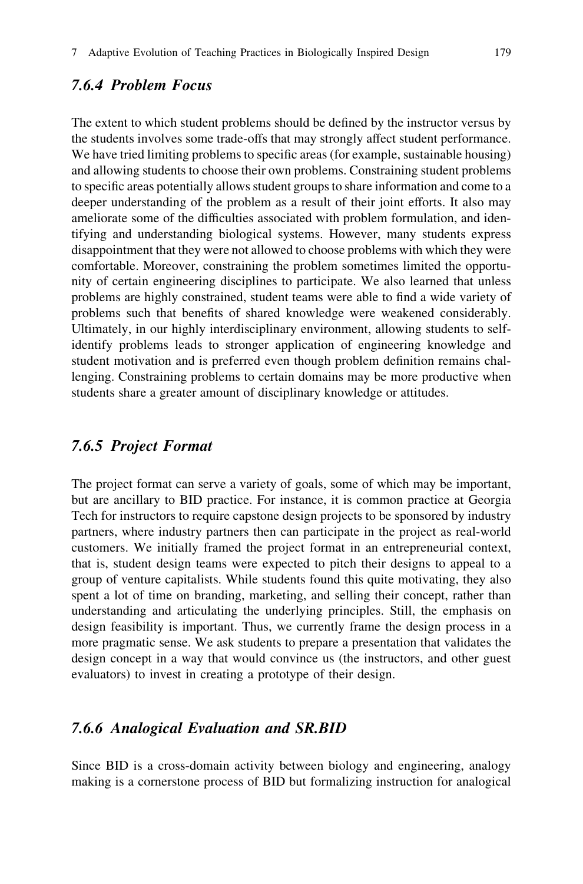### 7.6.4 Problem Focus

The extent to which student problems should be defined by the instructor versus by the students involves some trade-offs that may strongly affect student performance. We have tried limiting problems to specific areas (for example, sustainable housing) and allowing students to choose their own problems. Constraining student problems to specific areas potentially allows student groups to share information and come to a deeper understanding of the problem as a result of their joint efforts. It also may ameliorate some of the difficulties associated with problem formulation, and identifying and understanding biological systems. However, many students express disappointment that they were not allowed to choose problems with which they were comfortable. Moreover, constraining the problem sometimes limited the opportunity of certain engineering disciplines to participate. We also learned that unless problems are highly constrained, student teams were able to find a wide variety of problems such that benefits of shared knowledge were weakened considerably. Ultimately, in our highly interdisciplinary environment, allowing students to self-identify problems leads to stronger application of engineering knowledge and student motivation and is preferred even though problem definition remains challenging. Constraining problems to certain domains may be more productive when students share a greater amount of disciplinary knowledge or attitudes.

### 7.6.5 Project Format

The project format can serve a variety of goals, some of which may be important, but are ancillary to BID practice. For instance, it is common practice at Georgia Tech for instructors to require capstone design projects to be sponsored by industry partners, where industry partners then can participate in the project as real-world customers. We initially framed the project format in an entrepreneurial context, that is, student design teams were expected to pitch their designs to appeal to a group of venture capitalists. While students found this quite motivating, they also spent a lot of time on branding, marketing, and selling their concept, rather than understanding and articulating the underlying principles. Still, the emphasis on design feasibility is important. Thus, we currently frame the design process in a more pragmatic sense. We ask students to prepare a presentation that validates the design concept in a way that would convince us (the instructors, and other guest evaluators) to invest in creating a prototype of their design.

### 7.6.6 Analogical Evaluation and SR.BID

Since BID is a cross-domain activity between biology and engineering, analogy making is a cornerstone process of BID but formalizing instruction for analogical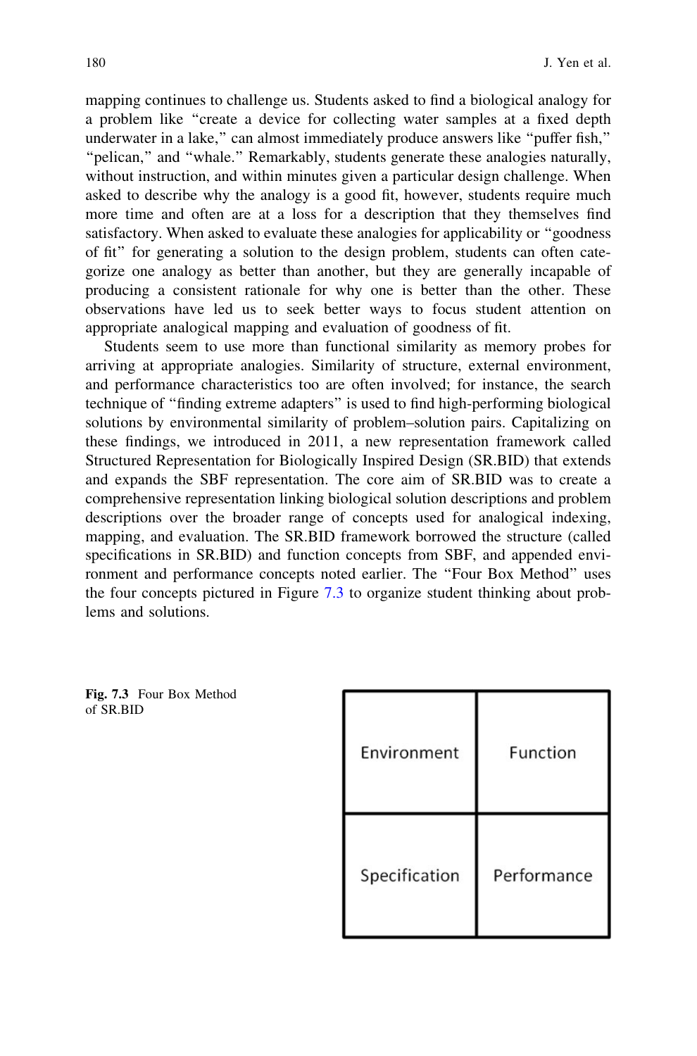mapping continues to challenge us. Students asked to find a biological analogy for a problem like "create a device for collecting water samples at a fixed depth underwater in a lake," can almost immediately produce answers like "puffer fish," "pelican," and "whale." Remarkably, students generate these analogies naturally, without instruction, and within minutes given a particular design challenge. When asked to describe why the analogy is a good fit, however, students require much more time and often are at a loss for a description that they themselves find satisfactory. When asked to evaluate these analogies for applicability or "goodness of fit" for generating a solution to the design problem, students can often categorize one analogy as better than another, but they are generally incapable of producing a consistent rationale for why one is better than the other. These observations have led us to seek better ways to focus student attention on appropriate analogical mapping and evaluation of goodness of fit.

Students seem to use more than functional similarity as memory probes for arriving at appropriate analogies. Similarity of structure, external environment, and performance characteristics too are often involved; for instance, the search technique of "finding extreme adapters" is used to find high-performing biological solutions by environmental similarity of problem–solution pairs. Capitalizing on these findings, we introduced in 2011, a new representation framework called Structured Representation for Biologically Inspired Design (SR.BID) that extends and expands the SBF representation. The core aim of SR.BID was to create a comprehensive representation linking biological solution descriptions and problem descriptions over the broader range of concepts used for analogical indexing, mapping, and evaluation. The SR.BID framework borrowed the structure (called specifications in SR.BID) and function concepts from SBF, and appended environment and performance concepts noted earlier. The "Four Box Method" uses the four concepts pictured in Figure 7.3 to organize student thinking about problems and solutions.

Environment

Function

Specification

Performance

**Fig. 7.3** Four Box Method of SR.BID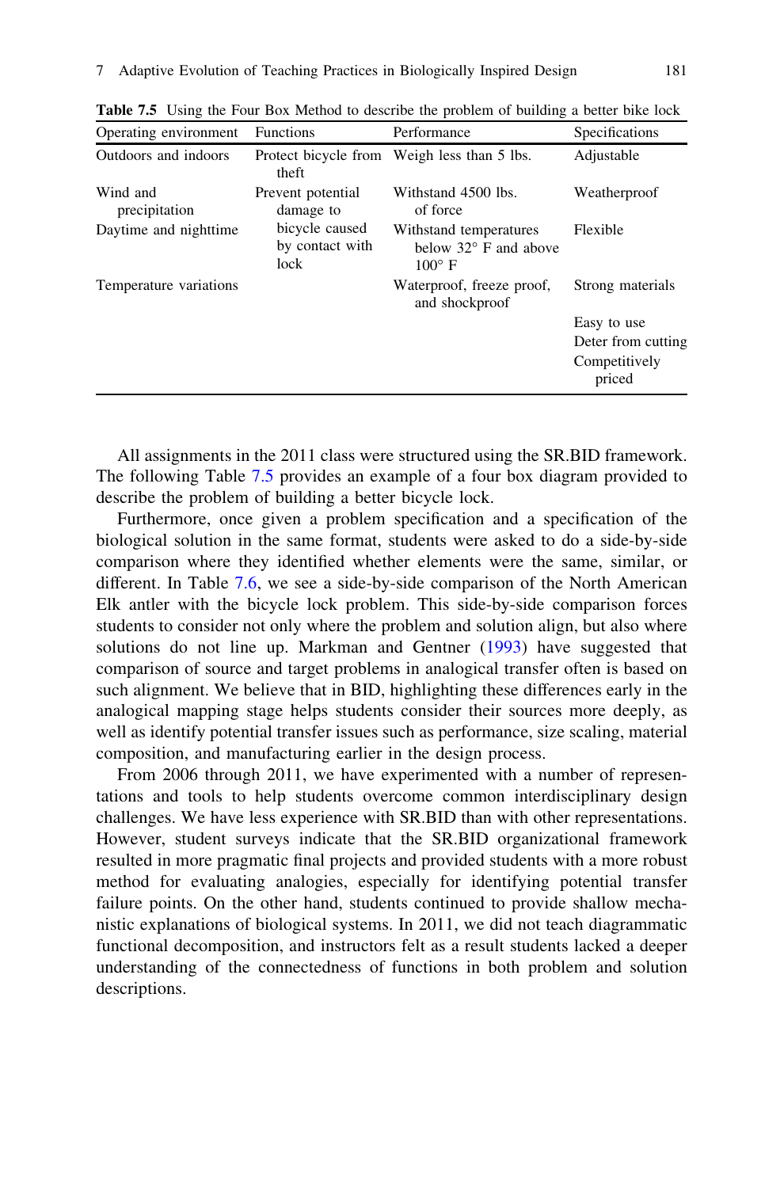**Table 7.5** Using the Four Box Method to describe the problem of building a better bike lock

| Operating environment | Functions | Performance | Specifications |
|---|---|---|---|
| Outdoors and indoors | Protect bicycle from theft | Weigh less than 5 lbs. | Adjustable |
| Wind and precipitation | Prevent potential damage to bicycle caused by contact with lock | Withstand 4500 lbs. of force | Weatherproof |
| Daytime and nighttime | | Withstand temperatures below 32° F and above 100° F | Flexible |
| Temperature variations | | Waterproof, freeze proof, and shockproof | Strong materials |
| | | | Easy to use |
| | | | Deter from cutting |
| | | | Competitively priced |

All assignments in the 2011 class were structured using the SR.BID framework. The following Table 7.5 provides an example of a four box diagram provided to describe the problem of building a better bicycle lock.

Furthermore, once given a problem specification and a specification of the biological solution in the same format, students were asked to do a side-by-side comparison where they identified whether elements were the same, similar, or different. In Table 7.6, we see a side-by-side comparison of the North American Elk antler with the bicycle lock problem. This side-by-side comparison forces students to consider not only where the problem and solution align, but also where solutions do not line up. Markman and Gentner (1993) have suggested that comparison of source and target problems in analogical transfer often is based on such alignment. We believe that in BID, highlighting these differences early in the analogical mapping stage helps students consider their sources more deeply, as well as identify potential transfer issues such as performance, size scaling, material composition, and manufacturing earlier in the design process.

From 2006 through 2011, we have experimented with a number of representations and tools to help students overcome common interdisciplinary design challenges. We have less experience with SR.BID than with other representations. However, student surveys indicate that the SR.BID organizational framework resulted in more pragmatic final projects and provided students with a more robust method for evaluating analogies, especially for identifying potential transfer failure points. On the other hand, students continued to provide shallow mechanistic explanations of biological systems. In 2011, we did not teach diagrammatic functional decomposition, and instructors felt as a result students lacked a deeper understanding of the connectedness of functions in both problem and solution descriptions.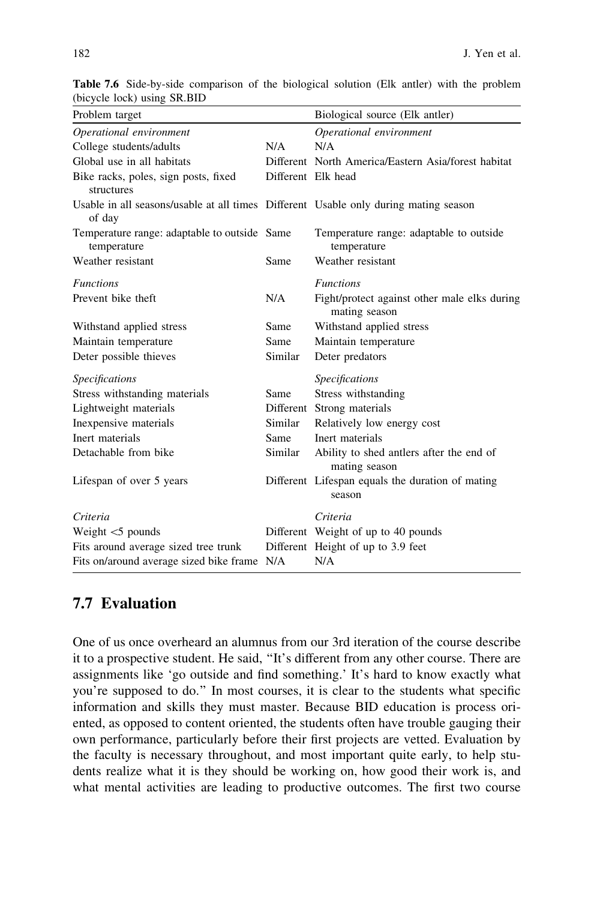**Table 7.6** Side-by-side comparison of the biological solution (Elk antler) with the problem (bicycle lock) using SR.BID

| Problem target | | Biological source (Elk antler) |
|---|---|---|
| *Operational environment* | | *Operational environment* |
| College students/adults | N/A | N/A |
| Global use in all habitats | Different | North America/Eastern Asia/forest habitat |
| Bike racks, poles, sign posts, fixed structures | Different | Elk head |
| Usable in all seasons/usable at all times of day | Different | Usable only during mating season |
| Temperature range: adaptable to outside temperature | Same | Temperature range: adaptable to outside temperature |
| Weather resistant | Same | Weather resistant |
| *Functions* | | *Functions* |
| Prevent bike theft | N/A | Fight/protect against other male elks during mating season |
| Withstand applied stress | Same | Withstand applied stress |
| Maintain temperature | Same | Maintain temperature |
| Deter possible thieves | Similar | Deter predators |
| *Specifications* | | *Specifications* |
| Stress withstanding materials | Same | Stress withstanding |
| Lightweight materials | Different | Strong materials |
| Inexpensive materials | Similar | Relatively low energy cost |
| Inert materials | Same | Inert materials |
| Detachable from bike | Similar | Ability to shed antlers after the end of mating season |
| Lifespan of over 5 years | Different | Lifespan equals the duration of mating season |
| *Criteria* | | *Criteria* |
| Weight <5 pounds | Different | Weight of up to 40 pounds |
| Fits around average sized tree trunk | Different | Height of up to 3.9 feet |
| Fits on/around average sized bike frame | N/A | N/A |

## 7.7 Evaluation

One of us once overheard an alumnus from our 3rd iteration of the course describe it to a prospective student. He said, "It's different from any other course. There are assignments like 'go outside and find something.' It's hard to know exactly what you're supposed to do." In most courses, it is clear to the students what specific information and skills they must master. Because BID education is process oriented, as opposed to content oriented, the students often have trouble gauging their own performance, particularly before their first projects are vetted. Evaluation by the faculty is necessary throughout, and most important quite early, to help students realize what it is they should be working on, how good their work is, and what mental activities are leading to productive outcomes. The first two course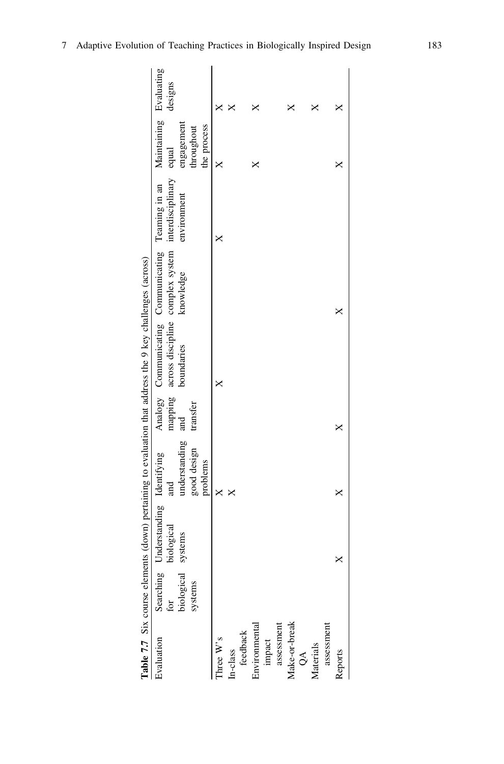**Table 7.7** Six course elements (down) pertaining to evaluation that address the 9 key challenges (across)

| Evaluation | Searching for biological systems | Understanding biological systems | Identifying and understanding good design problems | Analogy mapping and transfer | Communicating across discipline boundaries | Communicating complex system knowledge | Teaming in an interdisciplinary environment | Maintaining equal engagement throughout the process | Evaluating designs |
|---|---|---|---|---|---|---|---|---|---|
| Three W's | | | X | | X | | X | X | X |
| In-class feedback | | | X | | | | | | X |
| Environmental impact assessment | | | | | | | | X | X |
| Make-or-break QA | | | | | | | | | X |
| Materials assessment | | | | | | | | | X |
| Reports | | X | X | X | | X | | X | X |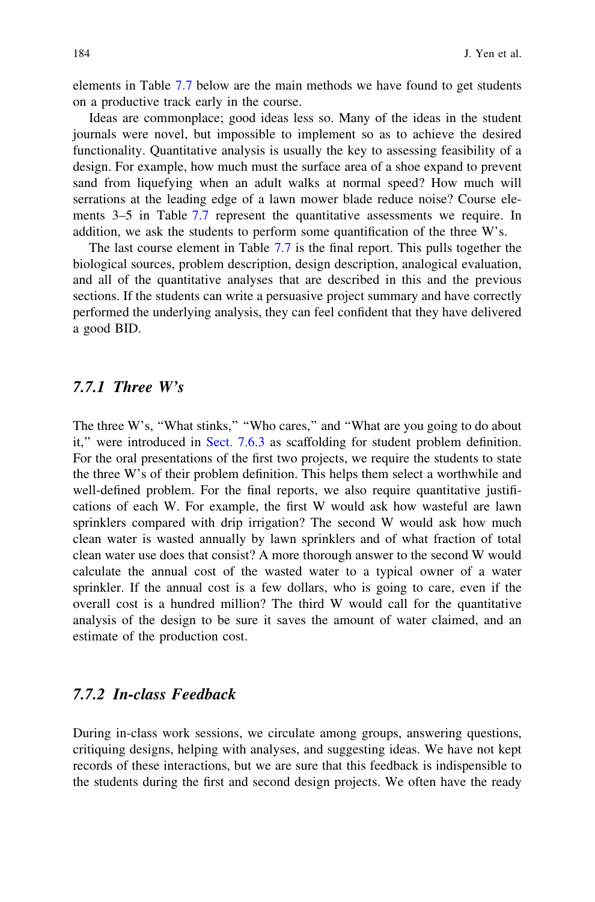elements in Table 7.7 below are the main methods we have found to get students on a productive track early in the course.

Ideas are commonplace; good ideas less so. Many of the ideas in the student journals were novel, but impossible to implement so as to achieve the desired functionality. Quantitative analysis is usually the key to assessing feasibility of a design. For example, how much must the surface area of a shoe expand to prevent sand from liquefying when an adult walks at normal speed? How much will serrations at the leading edge of a lawn mower blade reduce noise? Course elements 3–5 in Table 7.7 represent the quantitative assessments we require. In addition, we ask the students to perform some quantification of the three W's.

The last course element in Table 7.7 is the final report. This pulls together the biological sources, problem description, design description, analogical evaluation, and all of the quantitative analyses that are described in this and the previous sections. If the students can write a persuasive project summary and have correctly performed the underlying analysis, they can feel confident that they have delivered a good BID.

### *7.7.1 Three W's*

The three W's, "What stinks," "Who cares," and "What are you going to do about it," were introduced in Sect. 7.6.3 as scaffolding for student problem definition. For the oral presentations of the first two projects, we require the students to state the three W's of their problem definition. This helps them select a worthwhile and well-defined problem. For the final reports, we also require quantitative justifications of each W. For example, the first W would ask how wasteful are lawn sprinklers compared with drip irrigation? The second W would ask how much clean water is wasted annually by lawn sprinklers and of what fraction of total clean water use does that consist? A more thorough answer to the second W would calculate the annual cost of the wasted water to a typical owner of a water sprinkler. If the annual cost is a few dollars, who is going to care, even if the overall cost is a hundred million? The third W would call for the quantitative analysis of the design to be sure it saves the amount of water claimed, and an estimate of the production cost.

### *7.7.2 In-class Feedback*

During in-class work sessions, we circulate among groups, answering questions, critiquing designs, helping with analyses, and suggesting ideas. We have not kept records of these interactions, but we are sure that this feedback is indispensible to the students during the first and second design projects. We often have the ready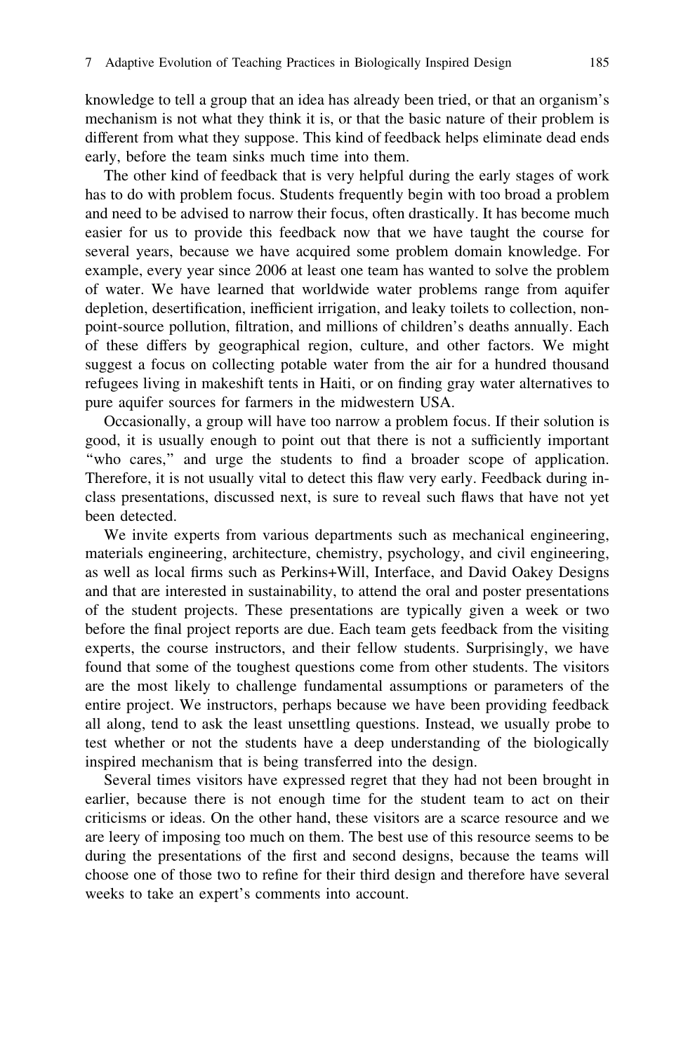knowledge to tell a group that an idea has already been tried, or that an organism's mechanism is not what they think it is, or that the basic nature of their problem is different from what they suppose. This kind of feedback helps eliminate dead ends early, before the team sinks much time into them.

The other kind of feedback that is very helpful during the early stages of work has to do with problem focus. Students frequently begin with too broad a problem and need to be advised to narrow their focus, often drastically. It has become much easier for us to provide this feedback now that we have taught the course for several years, because we have acquired some problem domain knowledge. For example, every year since 2006 at least one team has wanted to solve the problem of water. We have learned that worldwide water problems range from aquifer depletion, desertification, inefficient irrigation, and leaky toilets to collection, non-point-source pollution, filtration, and millions of children's deaths annually. Each of these differs by geographical region, culture, and other factors. We might suggest a focus on collecting potable water from the air for a hundred thousand refugees living in makeshift tents in Haiti, or on finding gray water alternatives to pure aquifer sources for farmers in the midwestern USA.

Occasionally, a group will have too narrow a problem focus. If their solution is good, it is usually enough to point out that there is not a sufficiently important "who cares," and urge the students to find a broader scope of application. Therefore, it is not usually vital to detect this flaw very early. Feedback during in-class presentations, discussed next, is sure to reveal such flaws that have not yet been detected.

We invite experts from various departments such as mechanical engineering, materials engineering, architecture, chemistry, psychology, and civil engineering, as well as local firms such as Perkins+Will, Interface, and David Oakey Designs and that are interested in sustainability, to attend the oral and poster presentations of the student projects. These presentations are typically given a week or two before the final project reports are due. Each team gets feedback from the visiting experts, the course instructors, and their fellow students. Surprisingly, we have found that some of the toughest questions come from other students. The visitors are the most likely to challenge fundamental assumptions or parameters of the entire project. We instructors, perhaps because we have been providing feedback all along, tend to ask the least unsettling questions. Instead, we usually probe to test whether or not the students have a deep understanding of the biologically inspired mechanism that is being transferred into the design.

Several times visitors have expressed regret that they had not been brought in earlier, because there is not enough time for the student team to act on their criticisms or ideas. On the other hand, these visitors are a scarce resource and we are leery of imposing too much on them. The best use of this resource seems to be during the presentations of the first and second designs, because the teams will choose one of those two to refine for their third design and therefore have several weeks to take an expert's comments into account.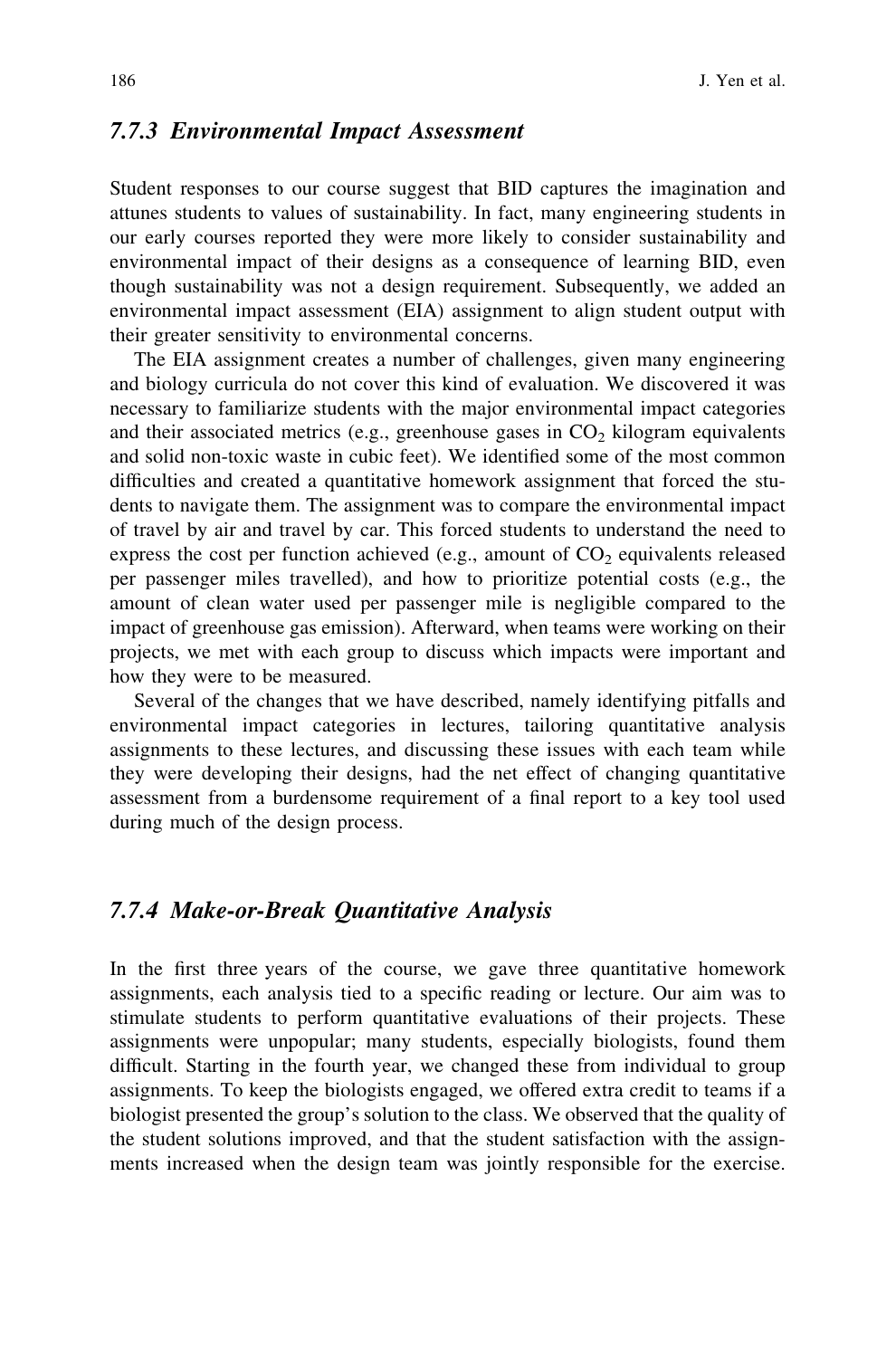### *7.7.3 Environmental Impact Assessment*

Student responses to our course suggest that BID captures the imagination and attunes students to values of sustainability. In fact, many engineering students in our early courses reported they were more likely to consider sustainability and environmental impact of their designs as a consequence of learning BID, even though sustainability was not a design requirement. Subsequently, we added an environmental impact assessment (EIA) assignment to align student output with their greater sensitivity to environmental concerns.

The EIA assignment creates a number of challenges, given many engineering and biology curricula do not cover this kind of evaluation. We discovered it was necessary to familiarize students with the major environmental impact categories and their associated metrics (e.g., greenhouse gases in $CO_2$ kilogram equivalents and solid non-toxic waste in cubic feet). We identified some of the most common difficulties and created a quantitative homework assignment that forced the students to navigate them. The assignment was to compare the environmental impact of travel by air and travel by car. This forced students to understand the need to express the cost per function achieved (e.g., amount of $CO_2$ equivalents released per passenger miles travelled), and how to prioritize potential costs (e.g., the amount of clean water used per passenger mile is negligible compared to the impact of greenhouse gas emission). Afterward, when teams were working on their projects, we met with each group to discuss which impacts were important and how they were to be measured.

Several of the changes that we have described, namely identifying pitfalls and environmental impact categories in lectures, tailoring quantitative analysis assignments to these lectures, and discussing these issues with each team while they were developing their designs, had the net effect of changing quantitative assessment from a burdensome requirement of a final report to a key tool used during much of the design process.

### *7.7.4 Make-or-Break Quantitative Analysis*

In the first three years of the course, we gave three quantitative homework assignments, each analysis tied to a specific reading or lecture. Our aim was to stimulate students to perform quantitative evaluations of their projects. These assignments were unpopular; many students, especially biologists, found them difficult. Starting in the fourth year, we changed these from individual to group assignments. To keep the biologists engaged, we offered extra credit to teams if a biologist presented the group's solution to the class. We observed that the quality of the student solutions improved, and that the student satisfaction with the assignments increased when the design team was jointly responsible for the exercise.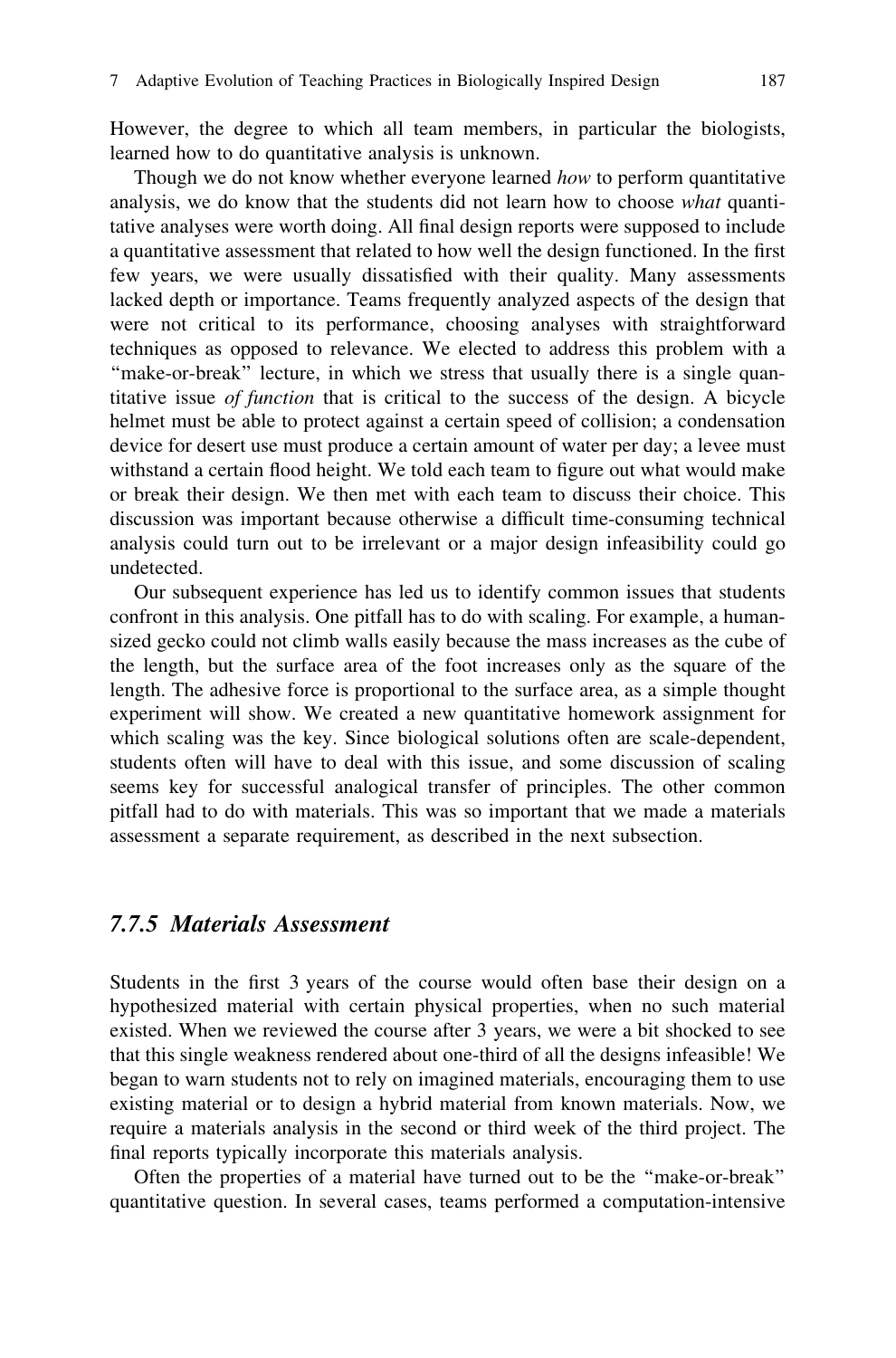However, the degree to which all team members, in particular the biologists, learned how to do quantitative analysis is unknown.

Though we do not know whether everyone learned *how* to perform quantitative analysis, we do know that the students did not learn how to choose *what* quantitative analyses were worth doing. All final design reports were supposed to include a quantitative assessment that related to how well the design functioned. In the first few years, we were usually dissatisfied with their quality. Many assessments lacked depth or importance. Teams frequently analyzed aspects of the design that were not critical to its performance, choosing analyses with straightforward techniques as opposed to relevance. We elected to address this problem with a "make-or-break" lecture, in which we stress that usually there is a single quantitative issue *of function* that is critical to the success of the design. A bicycle helmet must be able to protect against a certain speed of collision; a condensation device for desert use must produce a certain amount of water per day; a levee must withstand a certain flood height. We told each team to figure out what would make or break their design. We then met with each team to discuss their choice. This discussion was important because otherwise a difficult time-consuming technical analysis could turn out to be irrelevant or a major design infeasibility could go undetected.

Our subsequent experience has led us to identify common issues that students confront in this analysis. One pitfall has to do with scaling. For example, a human-sized gecko could not climb walls easily because the mass increases as the cube of the length, but the surface area of the foot increases only as the square of the length. The adhesive force is proportional to the surface area, as a simple thought experiment will show. We created a new quantitative homework assignment for which scaling was the key. Since biological solutions often are scale-dependent, students often will have to deal with this issue, and some discussion of scaling seems key for successful analogical transfer of principles. The other common pitfall had to do with materials. This was so important that we made a materials assessment a separate requirement, as described in the next subsection.

### 7.7.5 Materials Assessment

Students in the first 3 years of the course would often base their design on a hypothesized material with certain physical properties, when no such material existed. When we reviewed the course after 3 years, we were a bit shocked to see that this single weakness rendered about one-third of all the designs infeasible! We began to warn students not to rely on imagined materials, encouraging them to use existing material or to design a hybrid material from known materials. Now, we require a materials analysis in the second or third week of the third project. The final reports typically incorporate this materials analysis.

Often the properties of a material have turned out to be the "make-or-break" quantitative question. In several cases, teams performed a computation-intensive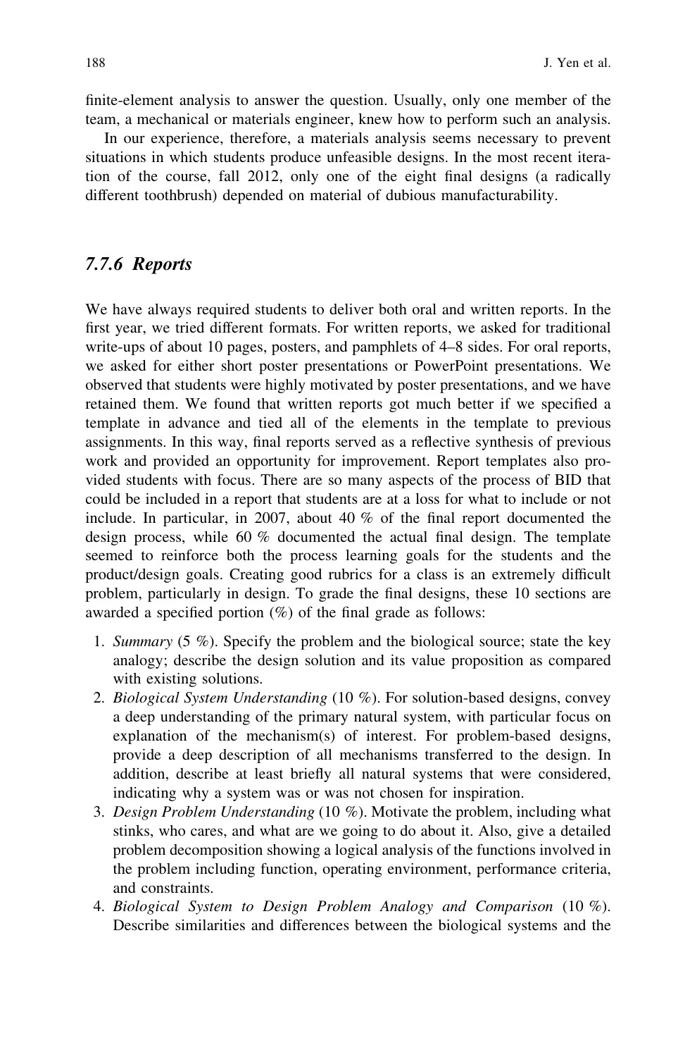finite-element analysis to answer the question. Usually, only one member of the team, a mechanical or materials engineer, knew how to perform such an analysis.

In our experience, therefore, a materials analysis seems necessary to prevent situations in which students produce unfeasible designs. In the most recent iteration of the course, fall 2012, only one of the eight final designs (a radically different toothbrush) depended on material of dubious manufacturability.

### 7.7.6 Reports

We have always required students to deliver both oral and written reports. In the first year, we tried different formats. For written reports, we asked for traditional write-ups of about 10 pages, posters, and pamphlets of 4–8 sides. For oral reports, we asked for either short poster presentations or PowerPoint presentations. We observed that students were highly motivated by poster presentations, and we have retained them. We found that written reports got much better if we specified a template in advance and tied all of the elements in the template to previous assignments. In this way, final reports served as a reflective synthesis of previous work and provided an opportunity for improvement. Report templates also provided students with focus. There are so many aspects of the process of BID that could be included in a report that students are at a loss for what to include or not include. In particular, in 2007, about 40 % of the final report documented the design process, while 60 % documented the actual final design. The template seemed to reinforce both the process learning goals for the students and the product/design goals. Creating good rubrics for a class is an extremely difficult problem, particularly in design. To grade the final designs, these 10 sections are awarded a specified portion (%) of the final grade as follows:

1. *Summary* (5 %). Specify the problem and the biological source; state the key analogy; describe the design solution and its value proposition as compared with existing solutions.
2. *Biological System Understanding* (10 %). For solution-based designs, convey a deep understanding of the primary natural system, with particular focus on explanation of the mechanism(s) of interest. For problem-based designs, provide a deep description of all mechanisms transferred to the design. In addition, describe at least briefly all natural systems that were considered, indicating why a system was or was not chosen for inspiration.
3. *Design Problem Understanding* (10 %). Motivate the problem, including what stinks, who cares, and what are we going to do about it. Also, give a detailed problem decomposition showing a logical analysis of the functions involved in the problem including function, operating environment, performance criteria, and constraints.
4. *Biological System to Design Problem Analogy and Comparison* (10 %). Describe similarities and differences between the biological systems and the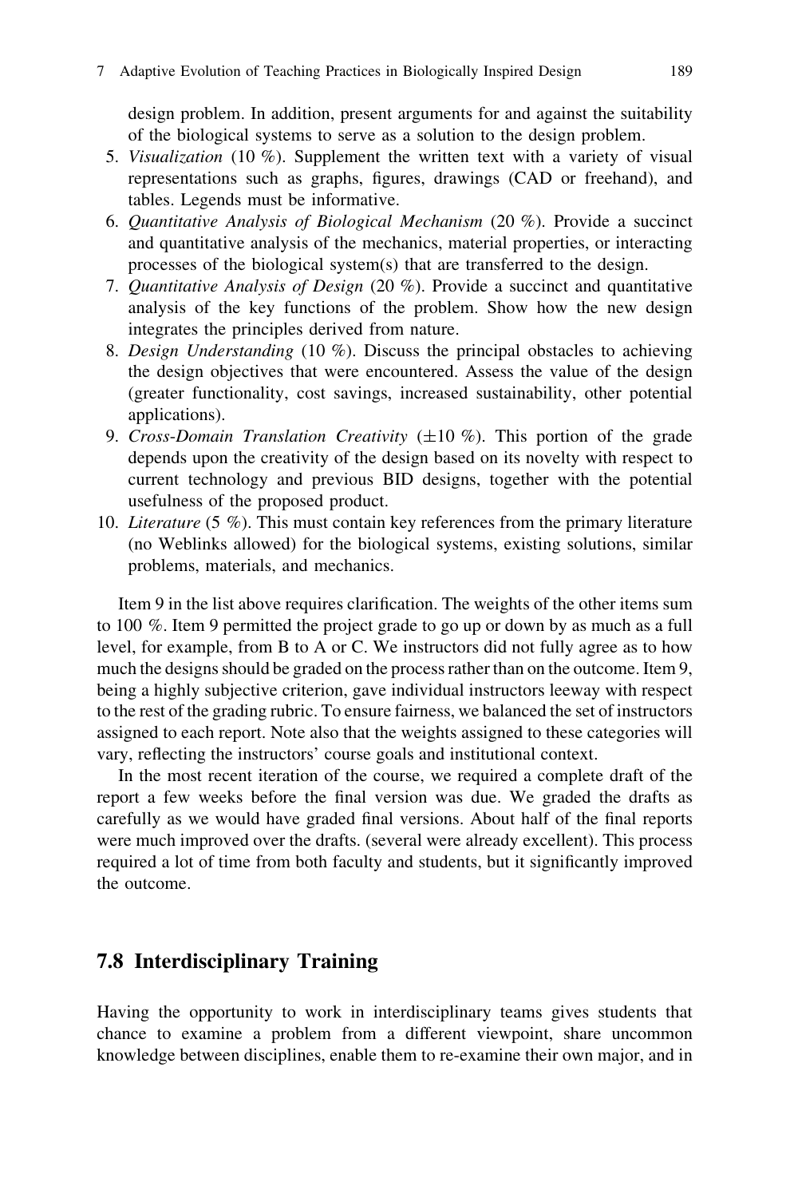design problem. In addition, present arguments for and against the suitability of the biological systems to serve as a solution to the design problem.

5. *Visualization* (10 %). Supplement the written text with a variety of visual representations such as graphs, figures, drawings (CAD or freehand), and tables. Legends must be informative.
6. *Quantitative Analysis of Biological Mechanism* (20 %). Provide a succinct and quantitative analysis of the mechanics, material properties, or interacting processes of the biological system(s) that are transferred to the design.
7. *Quantitative Analysis of Design* (20 %). Provide a succinct and quantitative analysis of the key functions of the problem. Show how the new design integrates the principles derived from nature.
8. *Design Understanding* (10 %). Discuss the principal obstacles to achieving the design objectives that were encountered. Assess the value of the design (greater functionality, cost savings, increased sustainability, other potential applications).
9. *Cross-Domain Translation Creativity* ($\pm$10 %). This portion of the grade depends upon the creativity of the design based on its novelty with respect to current technology and previous BID designs, together with the potential usefulness of the proposed product.
10. *Literature* (5 %). This must contain key references from the primary literature (no Weblinks allowed) for the biological systems, existing solutions, similar problems, materials, and mechanics.

Item 9 in the list above requires clarification. The weights of the other items sum to 100 %. Item 9 permitted the project grade to go up or down by as much as a full level, for example, from B to A or C. We instructors did not fully agree as to how much the designs should be graded on the process rather than on the outcome. Item 9, being a highly subjective criterion, gave individual instructors leeway with respect to the rest of the grading rubric. To ensure fairness, we balanced the set of instructors assigned to each report. Note also that the weights assigned to these categories will vary, reflecting the instructors' course goals and institutional context.

In the most recent iteration of the course, we required a complete draft of the report a few weeks before the final version was due. We graded the drafts as carefully as we would have graded final versions. About half of the final reports were much improved over the drafts. (several were already excellent). This process required a lot of time from both faculty and students, but it significantly improved the outcome.

## 7.8 Interdisciplinary Training

Having the opportunity to work in interdisciplinary teams gives students that chance to examine a problem from a different viewpoint, share uncommon knowledge between disciplines, enable them to re-examine their own major, and in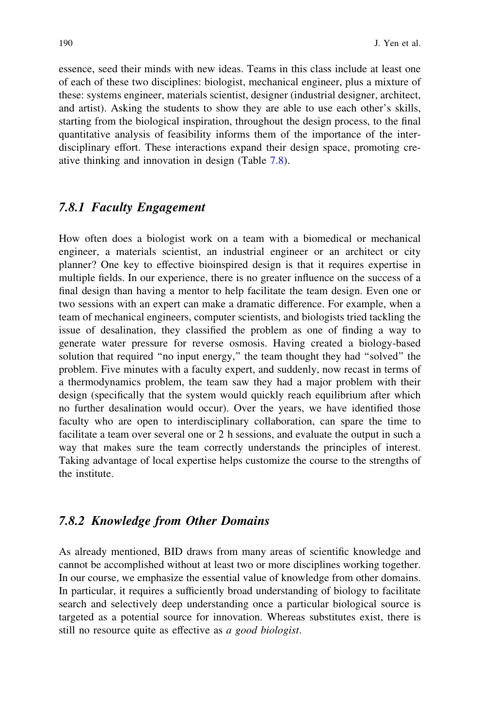essence, seed their minds with new ideas. Teams in this class include at least one of each of these two disciplines: biologist, mechanical engineer, plus a mixture of these: systems engineer, materials scientist, designer (industrial designer, architect, and artist). Asking the students to show they are able to use each other's skills, starting from the biological inspiration, throughout the design process, to the final quantitative analysis of feasibility informs them of the importance of the interdisciplinary effort. These interactions expand their design space, promoting creative thinking and innovation in design (Table 7.8).

### 7.8.1 Faculty Engagement

How often does a biologist work on a team with a biomedical or mechanical engineer, a materials scientist, an industrial engineer or an architect or city planner? One key to effective bioinspired design is that it requires expertise in multiple fields. In our experience, there is no greater influence on the success of a final design than having a mentor to help facilitate the team design. Even one or two sessions with an expert can make a dramatic difference. For example, when a team of mechanical engineers, computer scientists, and biologists tried tackling the issue of desalination, they classified the problem as one of finding a way to generate water pressure for reverse osmosis. Having created a biology-based solution that required "no input energy," the team thought they had "solved" the problem. Five minutes with a faculty expert, and suddenly, now recast in terms of a thermodynamics problem, the team saw they had a major problem with their design (specifically that the system would quickly reach equilibrium after which no further desalination would occur). Over the years, we have identified those faculty who are open to interdisciplinary collaboration, can spare the time to facilitate a team over several one or 2 h sessions, and evaluate the output in such a way that makes sure the team correctly understands the principles of interest. Taking advantage of local expertise helps customize the course to the strengths of the institute.

### 7.8.2 Knowledge from Other Domains

As already mentioned, BID draws from many areas of scientific knowledge and cannot be accomplished without at least two or more disciplines working together. In our course, we emphasize the essential value of knowledge from other domains. In particular, it requires a sufficiently broad understanding of biology to facilitate search and selectively deep understanding once a particular biological source is targeted as a potential source for innovation. Whereas substitutes exist, there is still no resource quite as effective as *a good biologist*.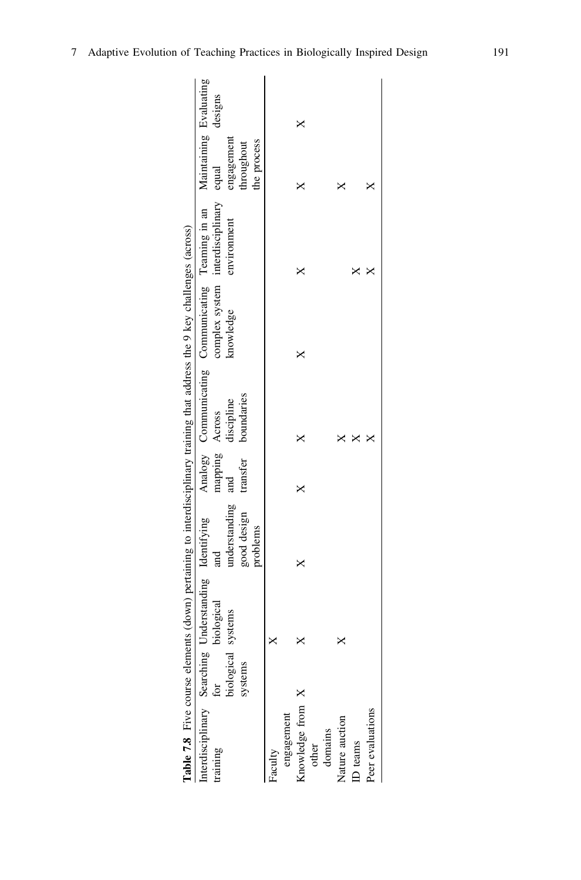**Table 7.8** Five course elements (down) pertaining to interdisciplinary training that address the 9 key challenges (across)

| Interdisciplinary training | Searching for biological systems | Understanding biological systems | Identifying and understanding good design problems | Analogy mapping and transfer | Communicating Across discipline boundaries | Communicating complex system knowledge | Teaming in an interdisciplinary environment | Maintaining equal engagement throughout the process | Evaluating designs |
|---|---|---|---|---|---|---|---|---|---|
| Faculty engagement | | X | | | | | | | |
| Knowledge from other domains | X | X | X | X | X | X | X | X | X |
| Nature auction | | X | | | X | | | X | |
| ID teams | | | | | X | | X | | |
| Peer evaluations | | | | | X | | X | X | |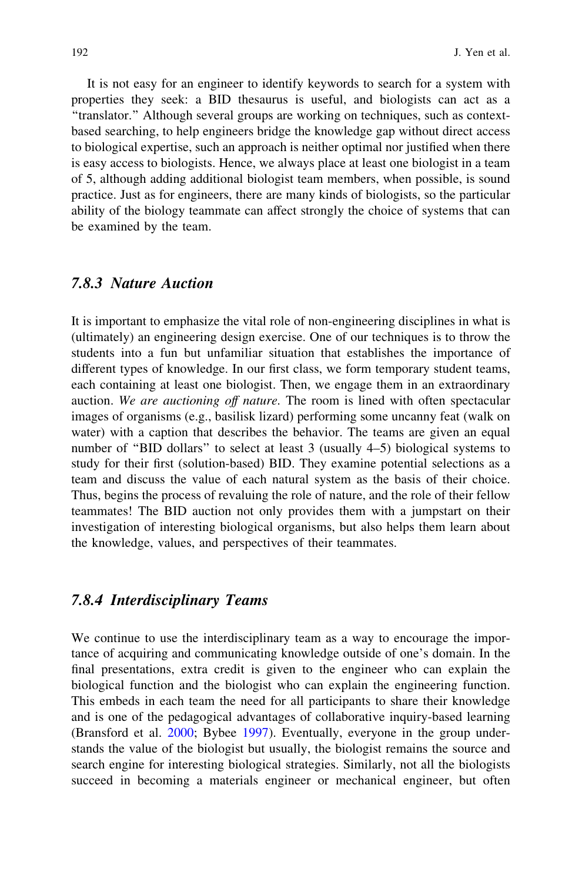It is not easy for an engineer to identify keywords to search for a system with properties they seek: a BID thesaurus is useful, and biologists can act as a "translator." Although several groups are working on techniques, such as context-based searching, to help engineers bridge the knowledge gap without direct access to biological expertise, such an approach is neither optimal nor justified when there is easy access to biologists. Hence, we always place at least one biologist in a team of 5, although adding additional biologist team members, when possible, is sound practice. Just as for engineers, there are many kinds of biologists, so the particular ability of the biology teammate can affect strongly the choice of systems that can be examined by the team.

### 7.8.3 Nature Auction

It is important to emphasize the vital role of non-engineering disciplines in what is (ultimately) an engineering design exercise. One of our techniques is to throw the students into a fun but unfamiliar situation that establishes the importance of different types of knowledge. In our first class, we form temporary student teams, each containing at least one biologist. Then, we engage them in an extraordinary auction. *We are auctioning off nature*. The room is lined with often spectacular images of organisms (e.g., basilisk lizard) performing some uncanny feat (walk on water) with a caption that describes the behavior. The teams are given an equal number of "BID dollars" to select at least 3 (usually 4–5) biological systems to study for their first (solution-based) BID. They examine potential selections as a team and discuss the value of each natural system as the basis of their choice. Thus, begins the process of revaluing the role of nature, and the role of their fellow teammates! The BID auction not only provides them with a jumpstart on their investigation of interesting biological organisms, but also helps them learn about the knowledge, values, and perspectives of their teammates.

### 7.8.4 Interdisciplinary Teams

We continue to use the interdisciplinary team as a way to encourage the importance of acquiring and communicating knowledge outside of one's domain. In the final presentations, extra credit is given to the engineer who can explain the biological function and the biologist who can explain the engineering function. This embeds in each team the need for all participants to share their knowledge and is one of the pedagogical advantages of collaborative inquiry-based learning (Bransford et al. 2000; Bybee 1997). Eventually, everyone in the group understands the value of the biologist but usually, the biologist remains the source and search engine for interesting biological strategies. Similarly, not all the biologists succeed in becoming a materials engineer or mechanical engineer, but often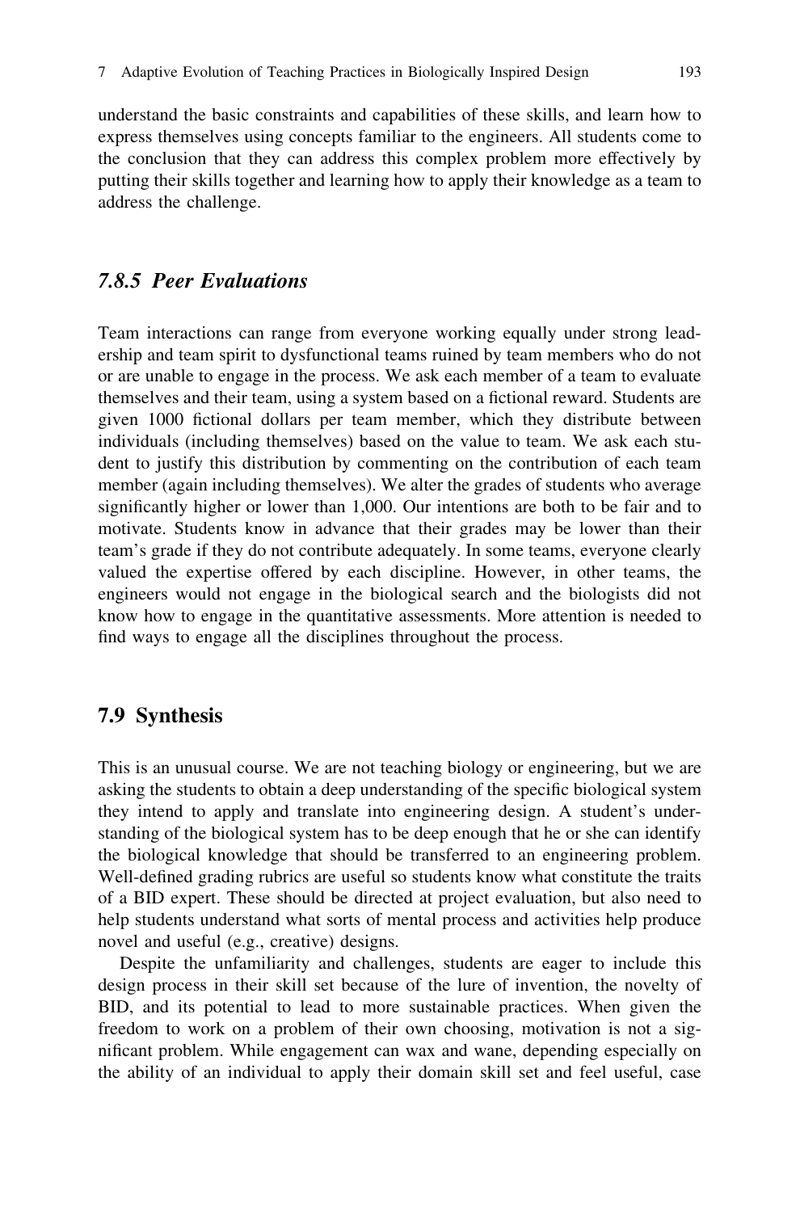understand the basic constraints and capabilities of these skills, and learn how to express themselves using concepts familiar to the engineers. All students come to the conclusion that they can address this complex problem more effectively by putting their skills together and learning how to apply their knowledge as a team to address the challenge.

### *7.8.5 Peer Evaluations*

Team interactions can range from everyone working equally under strong leadership and team spirit to dysfunctional teams ruined by team members who do not or are unable to engage in the process. We ask each member of a team to evaluate themselves and their team, using a system based on a fictional reward. Students are given 1000 fictional dollars per team member, which they distribute between individuals (including themselves) based on the value to team. We ask each student to justify this distribution by commenting on the contribution of each team member (again including themselves). We alter the grades of students who average significantly higher or lower than 1,000. Our intentions are both to be fair and to motivate. Students know in advance that their grades may be lower than their team's grade if they do not contribute adequately. In some teams, everyone clearly valued the expertise offered by each discipline. However, in other teams, the engineers would not engage in the biological search and the biologists did not know how to engage in the quantitative assessments. More attention is needed to find ways to engage all the disciplines throughout the process.

## 7.9 Synthesis

This is an unusual course. We are not teaching biology or engineering, but we are asking the students to obtain a deep understanding of the specific biological system they intend to apply and translate into engineering design. A student's understanding of the biological system has to be deep enough that he or she can identify the biological knowledge that should be transferred to an engineering problem. Well-defined grading rubrics are useful so students know what constitute the traits of a BID expert. These should be directed at project evaluation, but also need to help students understand what sorts of mental process and activities help produce novel and useful (e.g., creative) designs.

Despite the unfamiliarity and challenges, students are eager to include this design process in their skill set because of the lure of invention, the novelty of BID, and its potential to lead to more sustainable practices. When given the freedom to work on a problem of their own choosing, motivation is not a significant problem. While engagement can wax and wane, depending especially on the ability of an individual to apply their domain skill set and feel useful, case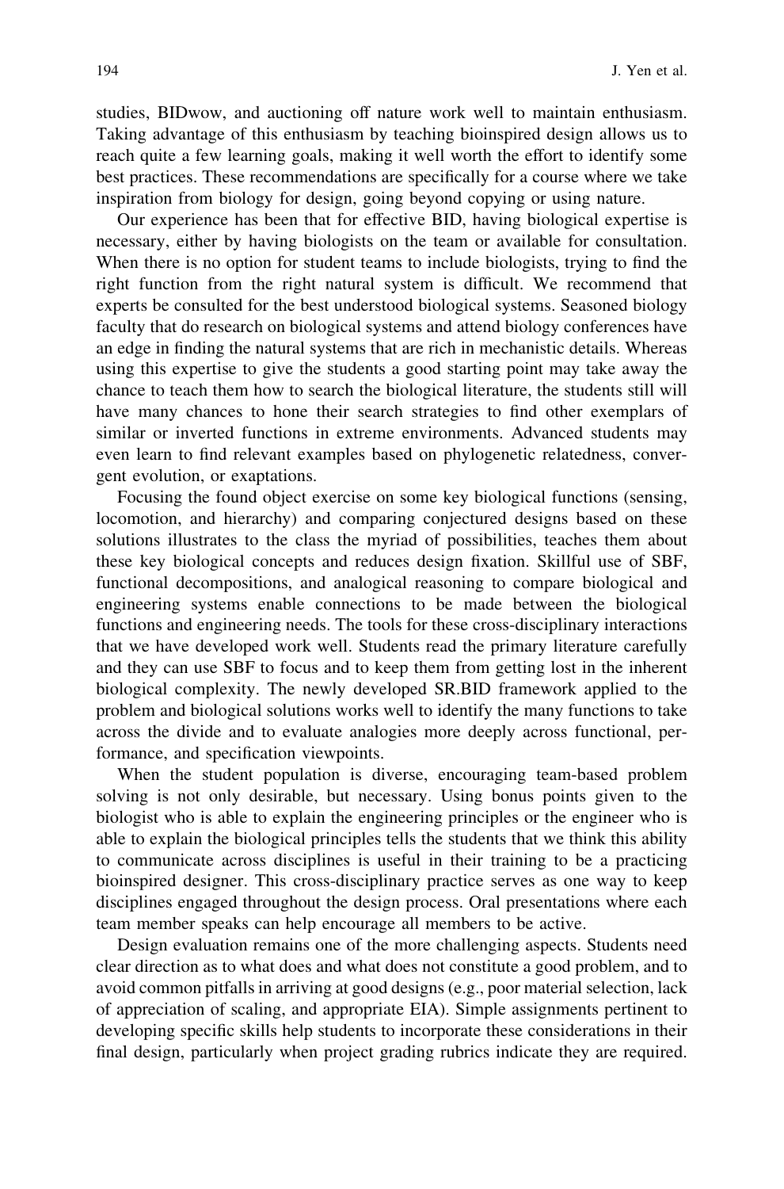studies, BIDwow, and auctioning off nature work well to maintain enthusiasm. Taking advantage of this enthusiasm by teaching bioinspired design allows us to reach quite a few learning goals, making it well worth the effort to identify some best practices. These recommendations are specifically for a course where we take inspiration from biology for design, going beyond copying or using nature.

Our experience has been that for effective BID, having biological expertise is necessary, either by having biologists on the team or available for consultation. When there is no option for student teams to include biologists, trying to find the right function from the right natural system is difficult. We recommend that experts be consulted for the best understood biological systems. Seasoned biology faculty that do research on biological systems and attend biology conferences have an edge in finding the natural systems that are rich in mechanistic details. Whereas using this expertise to give the students a good starting point may take away the chance to teach them how to search the biological literature, the students still will have many chances to hone their search strategies to find other exemplars of similar or inverted functions in extreme environments. Advanced students may even learn to find relevant examples based on phylogenetic relatedness, convergent evolution, or exaptations.

Focusing the found object exercise on some key biological functions (sensing, locomotion, and hierarchy) and comparing conjectured designs based on these solutions illustrates to the class the myriad of possibilities, teaches them about these key biological concepts and reduces design fixation. Skillful use of SBF, functional decompositions, and analogical reasoning to compare biological and engineering systems enable connections to be made between the biological functions and engineering needs. The tools for these cross-disciplinary interactions that we have developed work well. Students read the primary literature carefully and they can use SBF to focus and to keep them from getting lost in the inherent biological complexity. The newly developed SR.BID framework applied to the problem and biological solutions works well to identify the many functions to take across the divide and to evaluate analogies more deeply across functional, performance, and specification viewpoints.

When the student population is diverse, encouraging team-based problem solving is not only desirable, but necessary. Using bonus points given to the biologist who is able to explain the engineering principles or the engineer who is able to explain the biological principles tells the students that we think this ability to communicate across disciplines is useful in their training to be a practicing bioinspired designer. This cross-disciplinary practice serves as one way to keep disciplines engaged throughout the design process. Oral presentations where each team member speaks can help encourage all members to be active.

Design evaluation remains one of the more challenging aspects. Students need clear direction as to what does and what does not constitute a good problem, and to avoid common pitfalls in arriving at good designs (e.g., poor material selection, lack of appreciation of scaling, and appropriate EIA). Simple assignments pertinent to developing specific skills help students to incorporate these considerations in their final design, particularly when project grading rubrics indicate they are required.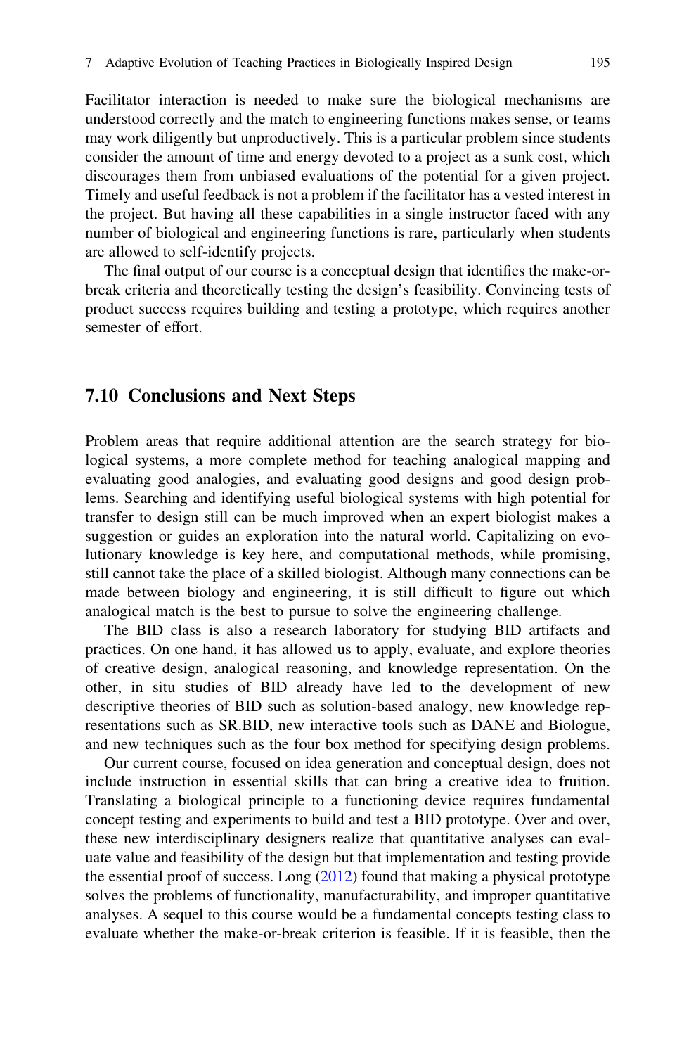Facilitator interaction is needed to make sure the biological mechanisms are understood correctly and the match to engineering functions makes sense, or teams may work diligently but unproductively. This is a particular problem since students consider the amount of time and energy devoted to a project as a sunk cost, which discourages them from unbiased evaluations of the potential for a given project. Timely and useful feedback is not a problem if the facilitator has a vested interest in the project. But having all these capabilities in a single instructor faced with any number of biological and engineering functions is rare, particularly when students are allowed to self-identify projects.

The final output of our course is a conceptual design that identifies the make-or-break criteria and theoretically testing the design's feasibility. Convincing tests of product success requires building and testing a prototype, which requires another semester of effort.

## 7.10 Conclusions and Next Steps

Problem areas that require additional attention are the search strategy for biological systems, a more complete method for teaching analogical mapping and evaluating good analogies, and evaluating good designs and good design problems. Searching and identifying useful biological systems with high potential for transfer to design still can be much improved when an expert biologist makes a suggestion or guides an exploration into the natural world. Capitalizing on evolutionary knowledge is key here, and computational methods, while promising, still cannot take the place of a skilled biologist. Although many connections can be made between biology and engineering, it is still difficult to figure out which analogical match is the best to pursue to solve the engineering challenge.

The BID class is also a research laboratory for studying BID artifacts and practices. On one hand, it has allowed us to apply, evaluate, and explore theories of creative design, analogical reasoning, and knowledge representation. On the other, in situ studies of BID already have led to the development of new descriptive theories of BID such as solution-based analogy, new knowledge representations such as SR.BID, new interactive tools such as DANE and Biologue, and new techniques such as the four box method for specifying design problems.

Our current course, focused on idea generation and conceptual design, does not include instruction in essential skills that can bring a creative idea to fruition. Translating a biological principle to a functioning device requires fundamental concept testing and experiments to build and test a BID prototype. Over and over, these new interdisciplinary designers realize that quantitative analyses can evaluate value and feasibility of the design but that implementation and testing provide the essential proof of success. Long (2012) found that making a physical prototype solves the problems of functionality, manufacturability, and improper quantitative analyses. A sequel to this course would be a fundamental concepts testing class to evaluate whether the make-or-break criterion is feasible. If it is feasible, then the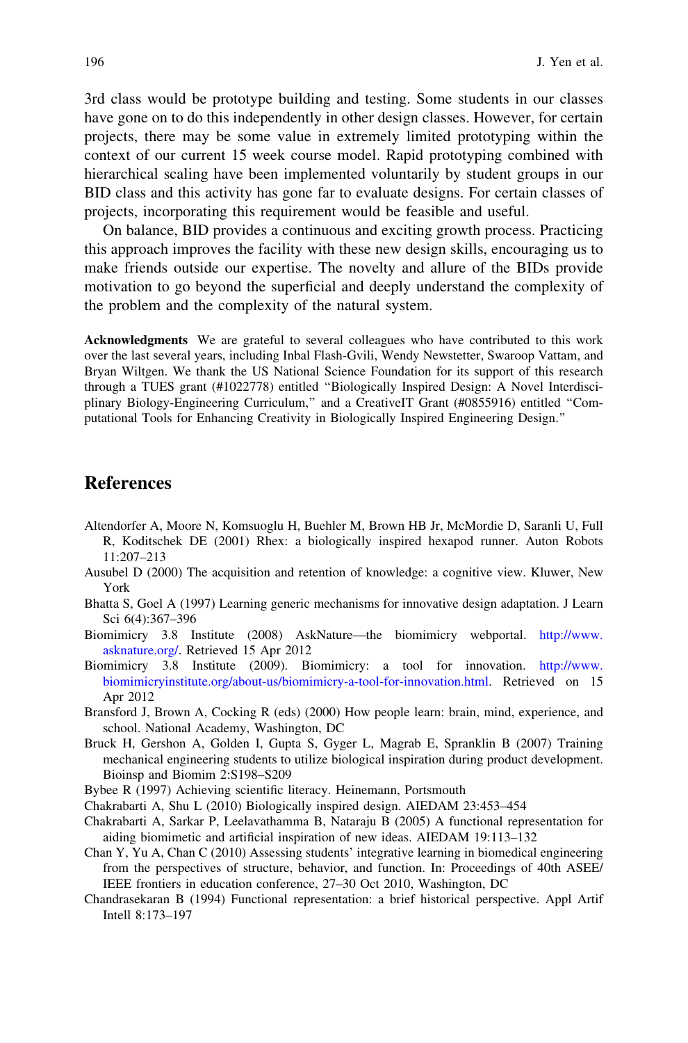3rd class would be prototype building and testing. Some students in our classes have gone on to do this independently in other design classes. However, for certain projects, there may be some value in extremely limited prototyping within the context of our current 15 week course model. Rapid prototyping combined with hierarchical scaling have been implemented voluntarily by student groups in our BID class and this activity has gone far to evaluate designs. For certain classes of projects, incorporating this requirement would be feasible and useful.

On balance, BID provides a continuous and exciting growth process. Practicing this approach improves the facility with these new design skills, encouraging us to make friends outside our expertise. The novelty and allure of the BIDs provide motivation to go beyond the superficial and deeply understand the complexity of the problem and the complexity of the natural system.

**Acknowledgments** We are grateful to several colleagues who have contributed to this work over the last several years, including Inbal Flash-Gvili, Wendy Newstetter, Swaroop Vattam, and Bryan Wiltgen. We thank the US National Science Foundation for its support of this research through a TUES grant (#1022778) entitled "Biologically Inspired Design: A Novel Interdisciplinary Biology-Engineering Curriculum," and a CreativeIT Grant (#0855916) entitled "Computational Tools for Enhancing Creativity in Biologically Inspired Engineering Design."

## References

Altendorfer A, Moore N, Komsuoglu H, Buehler M, Brown HB Jr, McMordie D, Saranli U, Full R, Koditschek DE (2001) Rhex: a biologically inspired hexapod runner. Auton Robots 11:207–213

Ausubel D (2000) The acquisition and retention of knowledge: a cognitive view. Kluwer, New York

Bhatta S, Goel A (1997) Learning generic mechanisms for innovative design adaptation. J Learn Sci 6(4):367–396

Biomimicry 3.8 Institute (2008) AskNature—the biomimicry webportal. http://www.asknature.org/. Retrieved 15 Apr 2012

Biomimicry 3.8 Institute (2009). Biomimicry: a tool for innovation. http://www.biomimicryinstitute.org/about-us/biomimicry-a-tool-for-innovation.html. Retrieved on 15 Apr 2012

Bransford J, Brown A, Cocking R (eds) (2000) How people learn: brain, mind, experience, and school. National Academy, Washington, DC

Bruck H, Gershon A, Golden I, Gupta S, Gyger L, Magrab E, Spranklin B (2007) Training mechanical engineering students to utilize biological inspiration during product development. Bioinsp and Biomim 2:S198–S209

Bybee R (1997) Achieving scientific literacy. Heinemann, Portsmouth

Chakrabarti A, Shu L (2010) Biologically inspired design. AIEDAM 23:453–454

Chakrabarti A, Sarkar P, Leelavathamma B, Nataraju B (2005) A functional representation for aiding biomimetic and artificial inspiration of new ideas. AIEDAM 19:113–132

Chan Y, Yu A, Chan C (2010) Assessing students' integrative learning in biomedical engineering from the perspectives of structure, behavior, and function. In: Proceedings of 40th ASEE/IEEE frontiers in education conference, 27–30 Oct 2010, Washington, DC

Chandrasekaran B (1994) Functional representation: a brief historical perspective. Appl Artif Intell 8:173–197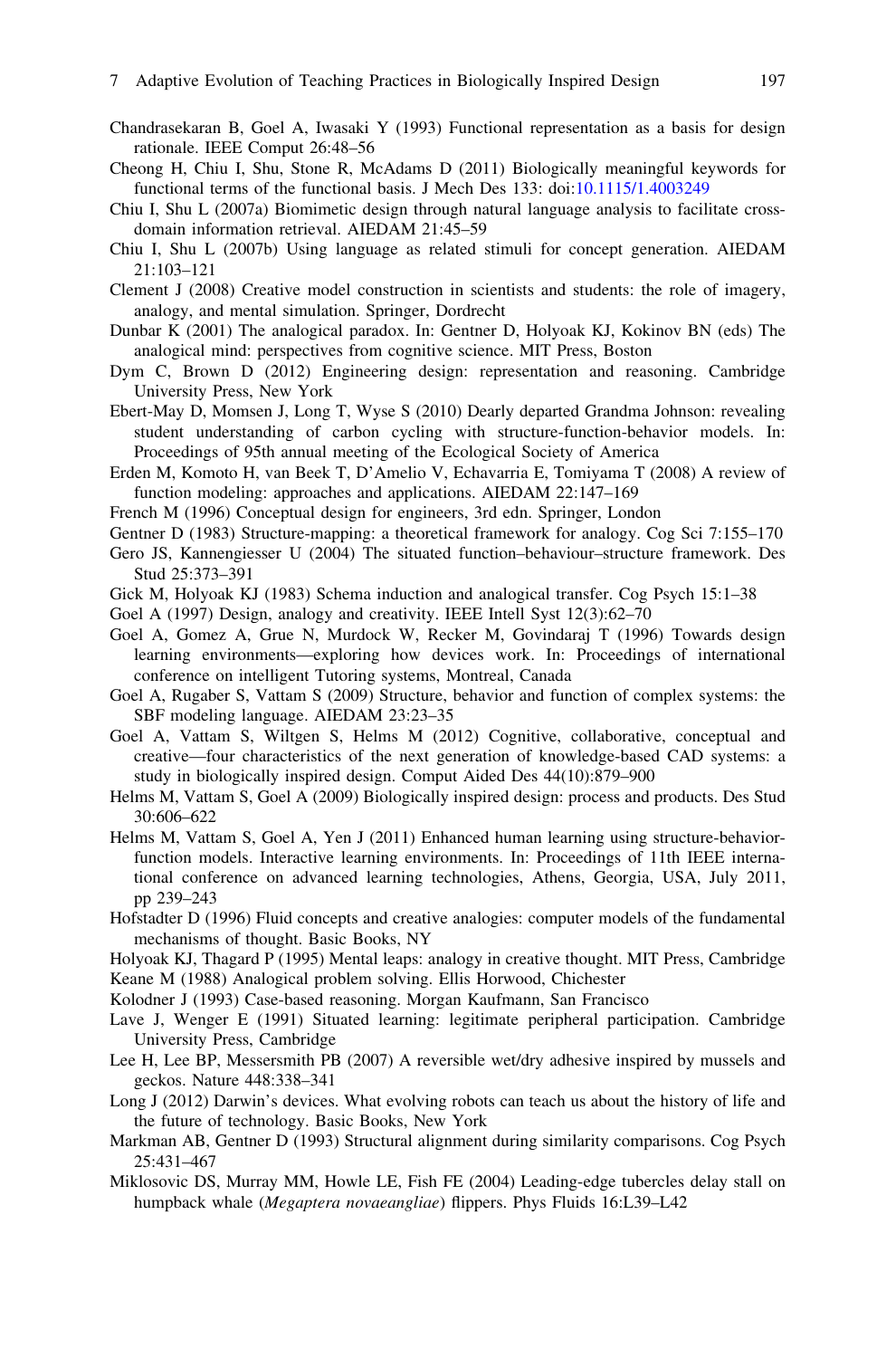Chandrasekaran B, Goel A, Iwasaki Y (1993) Functional representation as a basis for design rationale. IEEE Comput 26:48–56

Cheong H, Chiu I, Shu, Stone R, McAdams D (2011) Biologically meaningful keywords for functional terms of the functional basis. J Mech Des 133: doi:10.1115/1.4003249

Chiu I, Shu L (2007a) Biomimetic design through natural language analysis to facilitate cross-domain information retrieval. AIEDAM 21:45–59

Chiu I, Shu L (2007b) Using language as related stimuli for concept generation. AIEDAM 21:103–121

Clement J (2008) Creative model construction in scientists and students: the role of imagery, analogy, and mental simulation. Springer, Dordrecht

Dunbar K (2001) The analogical paradox. In: Gentner D, Holyoak KJ, Kokinov BN (eds) The analogical mind: perspectives from cognitive science. MIT Press, Boston

Dym C, Brown D (2012) Engineering design: representation and reasoning. Cambridge University Press, New York

Ebert-May D, Momsen J, Long T, Wyse S (2010) Dearly departed Grandma Johnson: revealing student understanding of carbon cycling with structure-function-behavior models. In: Proceedings of 95th annual meeting of the Ecological Society of America

Erden M, Komoto H, van Beek T, D'Amelio V, Echavarria E, Tomiyama T (2008) A review of function modeling: approaches and applications. AIEDAM 22:147–169

French M (1996) Conceptual design for engineers, 3rd edn. Springer, London

Gentner D (1983) Structure-mapping: a theoretical framework for analogy. Cog Sci 7:155–170

Gero JS, Kannengiesser U (2004) The situated function–behaviour–structure framework. Des Stud 25:373–391

Gick M, Holyoak KJ (1983) Schema induction and analogical transfer. Cog Psych 15:1–38

Goel A (1997) Design, analogy and creativity. IEEE Intell Syst 12(3):62–70

Goel A, Gomez A, Grue N, Murdock W, Recker M, Govindaraj T (1996) Towards design learning environments—exploring how devices work. In: Proceedings of international conference on intelligent Tutoring systems, Montreal, Canada

Goel A, Rugaber S, Vattam S (2009) Structure, behavior and function of complex systems: the SBF modeling language. AIEDAM 23:23–35

Goel A, Vattam S, Wiltgen S, Helms M (2012) Cognitive, collaborative, conceptual and creative—four characteristics of the next generation of knowledge-based CAD systems: a study in biologically inspired design. Comput Aided Des 44(10):879–900

Helms M, Vattam S, Goel A (2009) Biologically inspired design: process and products. Des Stud 30:606–622

Helms M, Vattam S, Goel A, Yen J (2011) Enhanced human learning using structure-behavior-function models. Interactive learning environments. In: Proceedings of 11th IEEE international conference on advanced learning technologies, Athens, Georgia, USA, July 2011, pp 239–243

Hofstadter D (1996) Fluid concepts and creative analogies: computer models of the fundamental mechanisms of thought. Basic Books, NY

Holyoak KJ, Thagard P (1995) Mental leaps: analogy in creative thought. MIT Press, Cambridge

Keane M (1988) Analogical problem solving. Ellis Horwood, Chichester

Kolodner J (1993) Case-based reasoning. Morgan Kaufmann, San Francisco

Lave J, Wenger E (1991) Situated learning: legitimate peripheral participation. Cambridge University Press, Cambridge

Lee H, Lee BP, Messersmith PB (2007) A reversible wet/dry adhesive inspired by mussels and geckos. Nature 448:338–341

Long J (2012) Darwin's devices. What evolving robots can teach us about the history of life and the future of technology. Basic Books, New York

Markman AB, Gentner D (1993) Structural alignment during similarity comparisons. Cog Psych 25:431–467

Miklosovic DS, Murray MM, Howle LE, Fish FE (2004) Leading-edge tubercles delay stall on humpback whale (*Megaptera novaeangliae*) flippers. Phys Fluids 16:L39–L42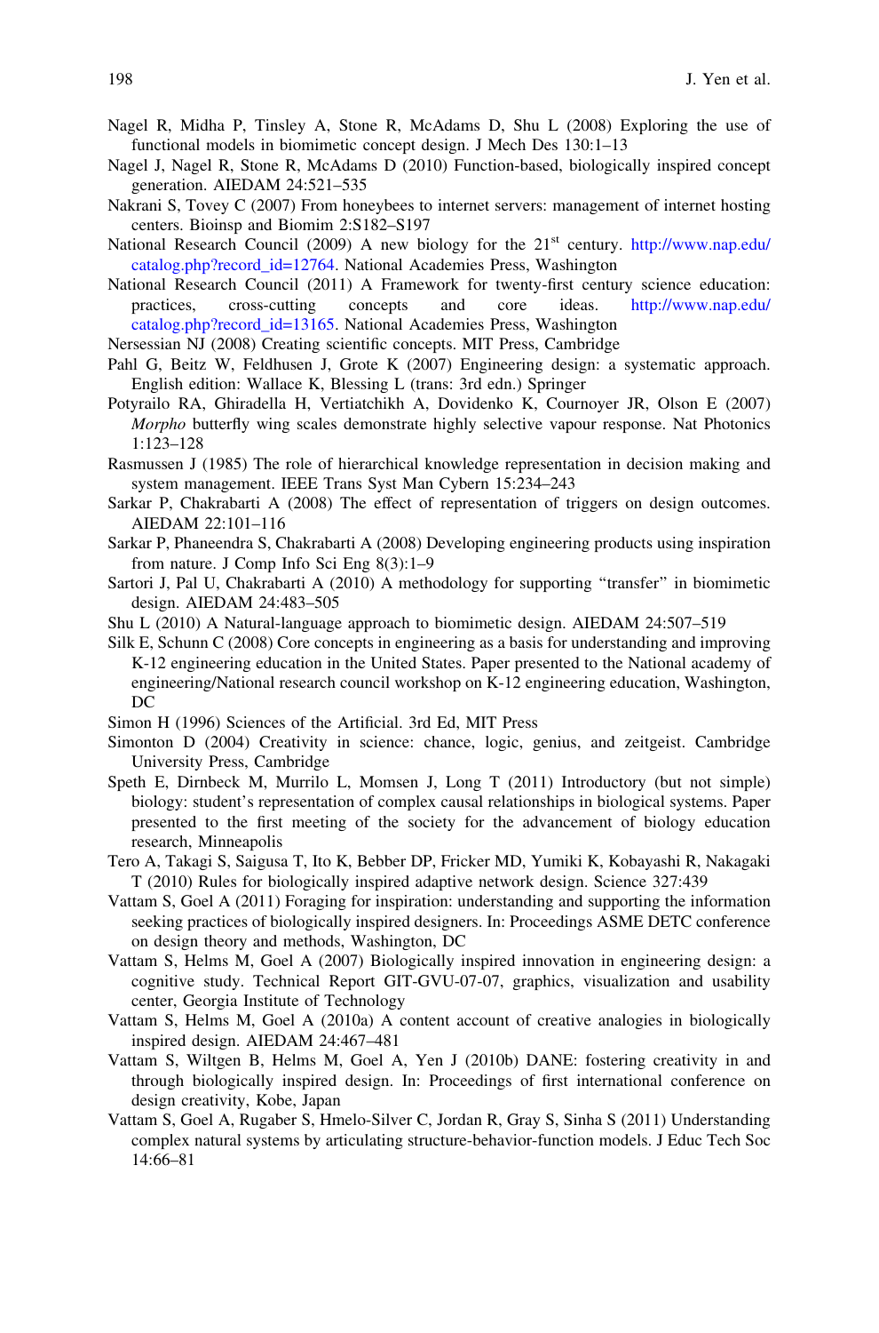Nagel R, Midha P, Tinsley A, Stone R, McAdams D, Shu L (2008) Exploring the use of functional models in biomimetic concept design. J Mech Des 130:1–13

Nagel J, Nagel R, Stone R, McAdams D (2010) Function-based, biologically inspired concept generation. AIEDAM 24:521–535

Nakrani S, Tovey C (2007) From honeybees to internet servers: management of internet hosting centers. Bioinsp and Biomim 2:S182–S197

National Research Council (2009) A new biology for the 21st century. http://www.nap.edu/catalog.php?record_id=12764. National Academies Press, Washington

National Research Council (2011) A Framework for twenty-first century science education: practices, cross-cutting concepts and core ideas. http://www.nap.edu/catalog.php?record_id=13165. National Academies Press, Washington

Nersessian NJ (2008) Creating scientific concepts. MIT Press, Cambridge

Pahl G, Beitz W, Feldhusen J, Grote K (2007) Engineering design: a systematic approach. English edition: Wallace K, Blessing L (trans: 3rd edn.) Springer

Potyrailo RA, Ghiradella H, Vertiatchikh A, Dovidenko K, Cournoyer JR, Olson E (2007) *Morpho* butterfly wing scales demonstrate highly selective vapour response. Nat Photonics 1:123–128

Rasmussen J (1985) The role of hierarchical knowledge representation in decision making and system management. IEEE Trans Syst Man Cybern 15:234–243

Sarkar P, Chakrabarti A (2008) The effect of representation of triggers on design outcomes. AIEDAM 22:101–116

Sarkar P, Phaneendra S, Chakrabarti A (2008) Developing engineering products using inspiration from nature. J Comp Info Sci Eng 8(3):1–9

Sartori J, Pal U, Chakrabarti A (2010) A methodology for supporting "transfer" in biomimetic design. AIEDAM 24:483–505

Shu L (2010) A Natural-language approach to biomimetic design. AIEDAM 24:507–519

Silk E, Schunn C (2008) Core concepts in engineering as a basis for understanding and improving K-12 engineering education in the United States. Paper presented to the National academy of engineering/National research council workshop on K-12 engineering education, Washington, DC

Simon H (1996) Sciences of the Artificial. 3rd Ed, MIT Press

Simonton D (2004) Creativity in science: chance, logic, genius, and zeitgeist. Cambridge University Press, Cambridge

Speth E, Dirnbeck M, Murrilo L, Momsen J, Long T (2011) Introductory (but not simple) biology: student's representation of complex causal relationships in biological systems. Paper presented to the first meeting of the society for the advancement of biology education research, Minneapolis

Tero A, Takagi S, Saigusa T, Ito K, Bebber DP, Fricker MD, Yumiki K, Kobayashi R, Nakagaki T (2010) Rules for biologically inspired adaptive network design. Science 327:439

Vattam S, Goel A (2011) Foraging for inspiration: understanding and supporting the information seeking practices of biologically inspired designers. In: Proceedings ASME DETC conference on design theory and methods, Washington, DC

Vattam S, Helms M, Goel A (2007) Biologically inspired innovation in engineering design: a cognitive study. Technical Report GIT-GVU-07-07, graphics, visualization and usability center, Georgia Institute of Technology

Vattam S, Helms M, Goel A (2010a) A content account of creative analogies in biologically inspired design. AIEDAM 24:467–481

Vattam S, Wiltgen B, Helms M, Goel A, Yen J (2010b) DANE: fostering creativity in and through biologically inspired design. In: Proceedings of first international conference on design creativity, Kobe, Japan

Vattam S, Goel A, Rugaber S, Hmelo-Silver C, Jordan R, Gray S, Sinha S (2011) Understanding complex natural systems by articulating structure-behavior-function models. J Educ Tech Soc 14:66–81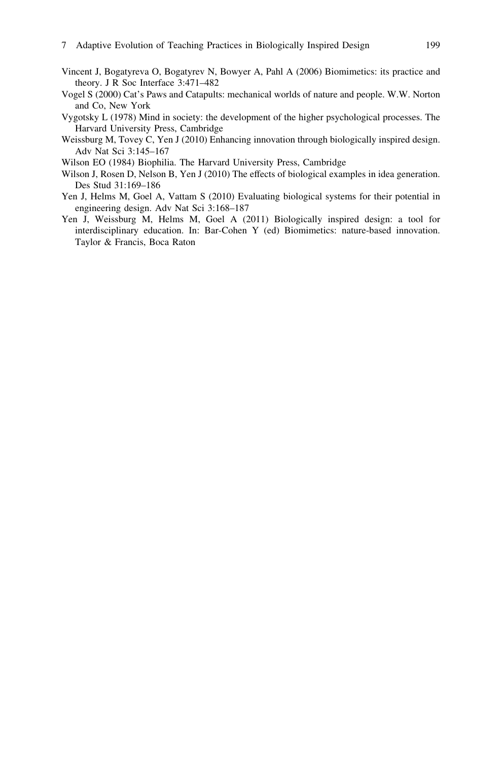Vincent J, Bogatyreva O, Bogatyrev N, Bowyer A, Pahl A (2006) Biomimetics: its practice and theory. J R Soc Interface 3:471–482

Vogel S (2000) Cat's Paws and Catapults: mechanical worlds of nature and people. W.W. Norton and Co, New York

Vygotsky L (1978) Mind in society: the development of the higher psychological processes. The Harvard University Press, Cambridge

Weissburg M, Tovey C, Yen J (2010) Enhancing innovation through biologically inspired design. Adv Nat Sci 3:145–167

Wilson EO (1984) Biophilia. The Harvard University Press, Cambridge

Wilson J, Rosen D, Nelson B, Yen J (2010) The effects of biological examples in idea generation. Des Stud 31:169–186

Yen J, Helms M, Goel A, Vattam S (2010) Evaluating biological systems for their potential in engineering design. Adv Nat Sci 3:168–187

Yen J, Weissburg M, Helms M, Goel A (2011) Biologically inspired design: a tool for interdisciplinary education. In: Bar-Cohen Y (ed) Biomimetics: nature-based innovation. Taylor & Francis, Boca Raton